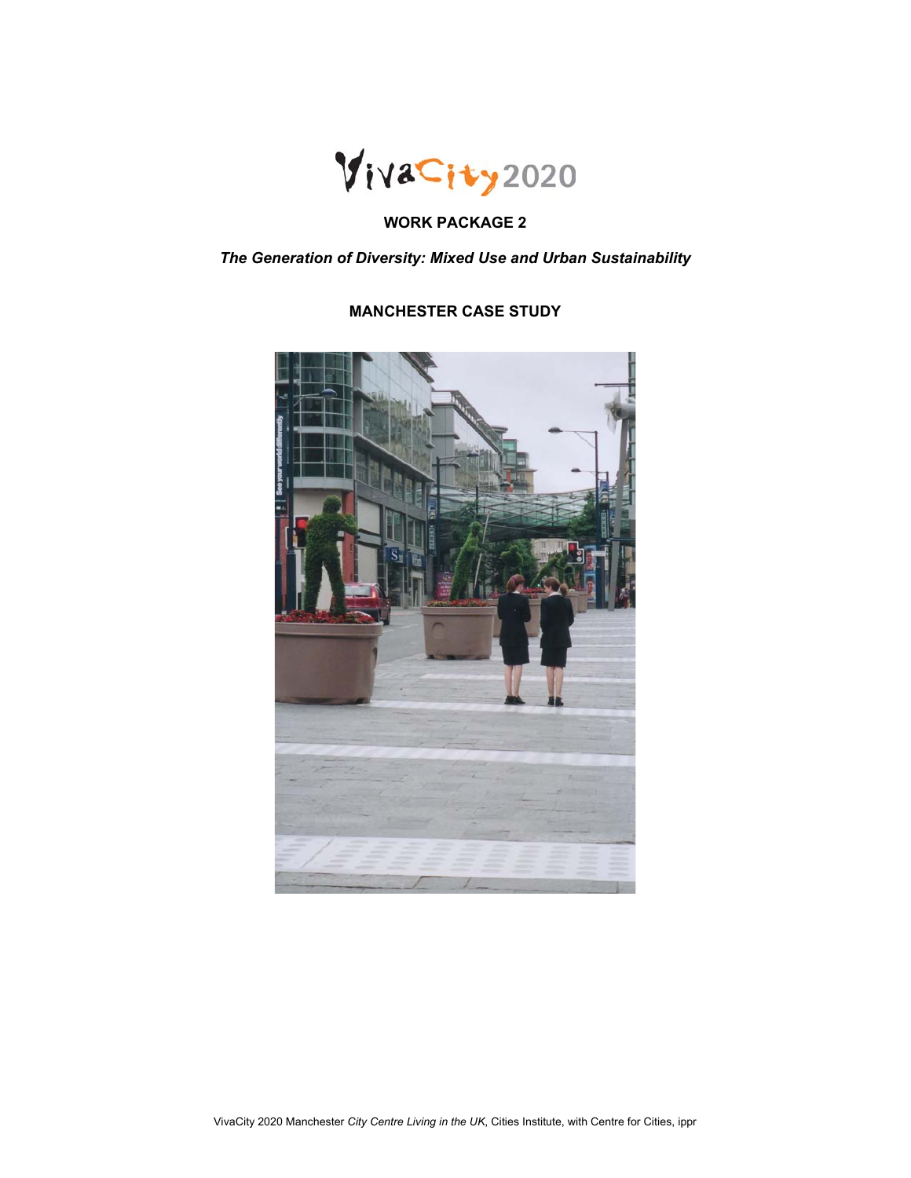VivaCity2020

**WORK PACKAGE 2**

***The Generation of Diversity: Mixed Use and Urban Sustainability***

**MANCHESTER CASE STUDY**

VivaCity 2020 Manchester *City Centre Living in the UK*, Cities Institute, with Centre for Cities, ippr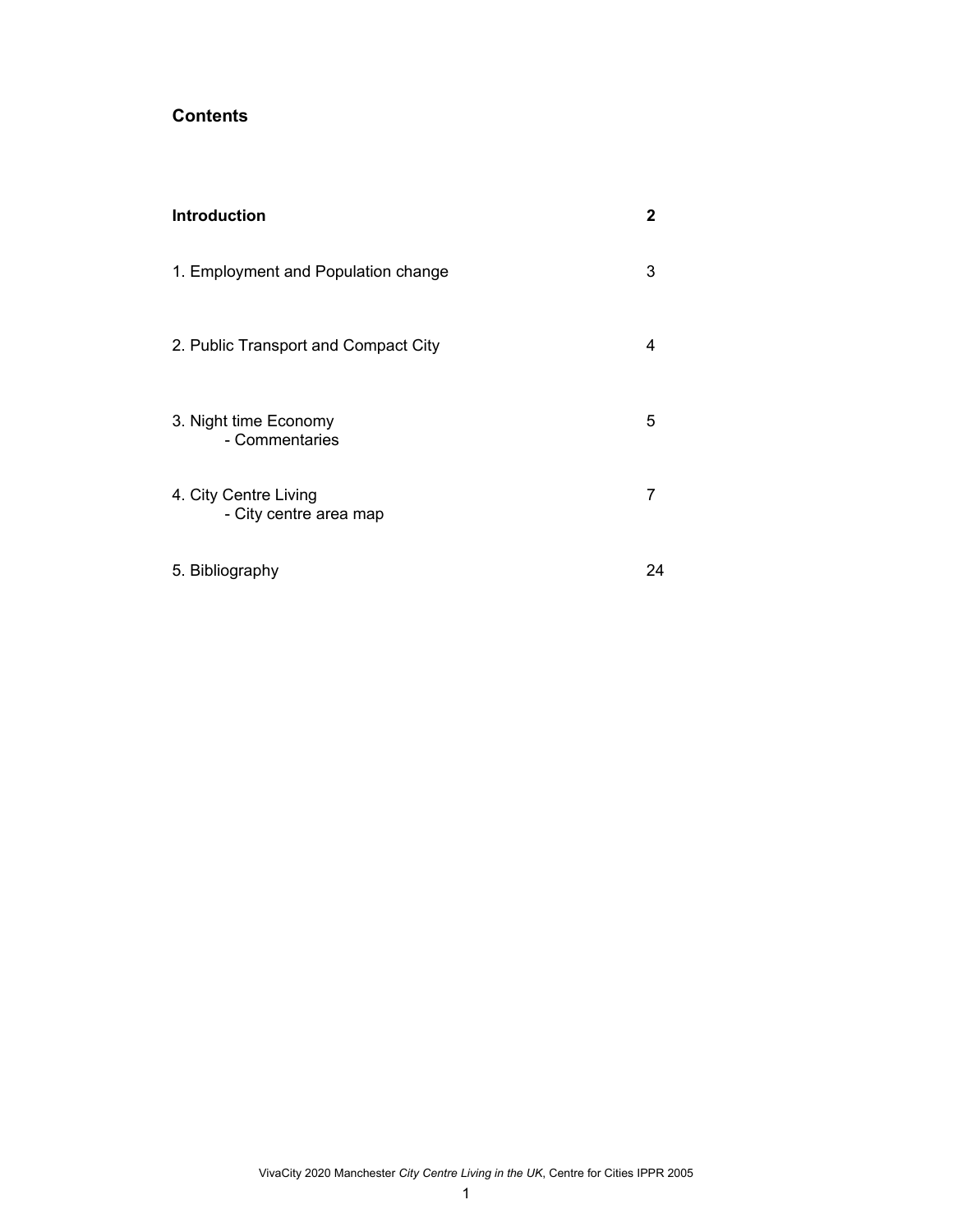## Contents

| | |
|---|---|
| **Introduction** | **2** |
| 1. Employment and Population change | 3 |
| 2. Public Transport and Compact City | 4 |
| 3. Night time Economy<br>- Commentaries | 5 |
| 4. City Centre Living<br>- City centre area map | 7 |
| 5. Bibliography | 24 |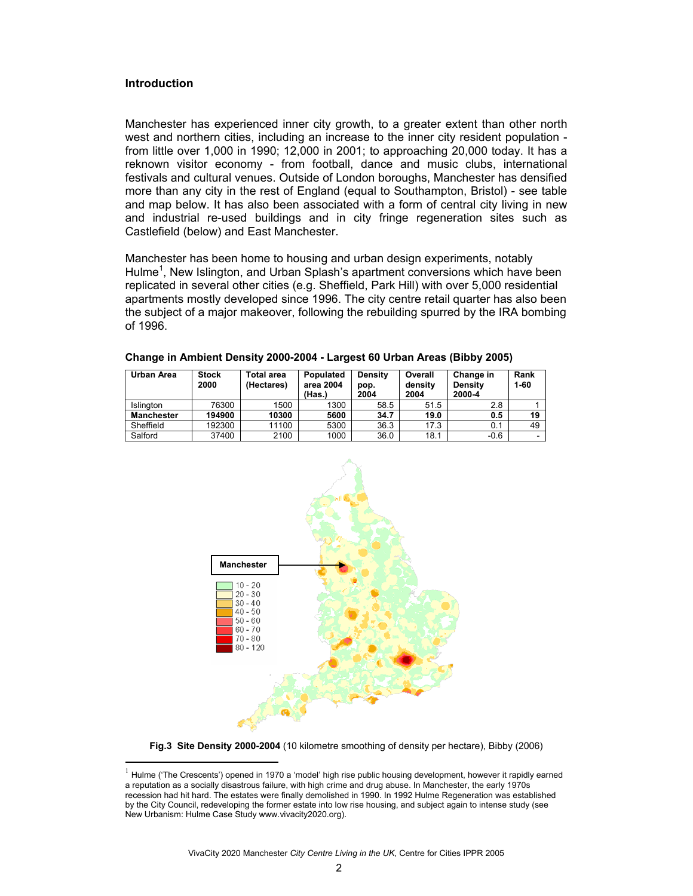## Introduction

Manchester has experienced inner city growth, to a greater extent than other north west and northern cities, including an increase to the inner city resident population - from little over 1,000 in 1990; 12,000 in 2001; to approaching 20,000 today. It has a reknown visitor economy - from football, dance and music clubs, international festivals and cultural venues. Outside of London boroughs, Manchester has densified more than any city in the rest of England (equal to Southampton, Bristol) - see table and map below. It has also been associated with a form of central city living in new and industrial re-used buildings and in city fringe regeneration sites such as Castlefield (below) and East Manchester.

Manchester has been home to housing and urban design experiments, notably Hulme[1], New Islington, and Urban Splash's apartment conversions which have been replicated in several other cities (e.g. Sheffield, Park Hill) with over 5,000 residential apartments mostly developed since 1996. The city centre retail quarter has also been the subject of a major makeover, following the rebuilding spurred by the IRA bombing of 1996.

**Change in Ambient Density 2000-2004 - Largest 60 Urban Areas (Bibby 2005)**

| Urban Area | Stock 2000 | Total area (Hectares) | Populated area 2004 (Has.) | Density pop. 2004 | Overall density 2004 | Change in Density 2000-4 | Rank 1-60 |
|---|---|---|---|---|---|---|---|
| Islington | 76300 | 1500 | 1300 | 58.5 | 51.5 | 2.8 | 1 |
| **Manchester** | **194900** | **10300** | **5600** | **34.7** | **19.0** | **0.5** | **19** |
| Sheffield | 192300 | 11100 | 5300 | 36.3 | 17.3 | 0.1 | 49 |
| Salford | 37400 | 2100 | 1000 | 36.0 | 18.1 | -0.6 | - |

Manchester

10 - 20
20 - 30
30 - 40
40 - 50
50 - 60
60 - 70
70 - 80
80 - 120

**Fig.3 Site Density 2000-2004** (10 kilometre smoothing of density per hectare), Bibby (2006)

---

[1] Hulme ('The Crescents') opened in 1970 a 'model' high rise public housing development, however it rapidly earned a reputation as a socially disastrous failure, with high crime and drug abuse. In Manchester, the early 1970s recession had hit hard. The estates were finally demolished in 1990. In 1992 Hulme Regeneration was established by the City Council, redeveloping the former estate into low rise housing, and subject again to intense study (see New Urbanism: Hulme Case Study www.vivacity2020.org).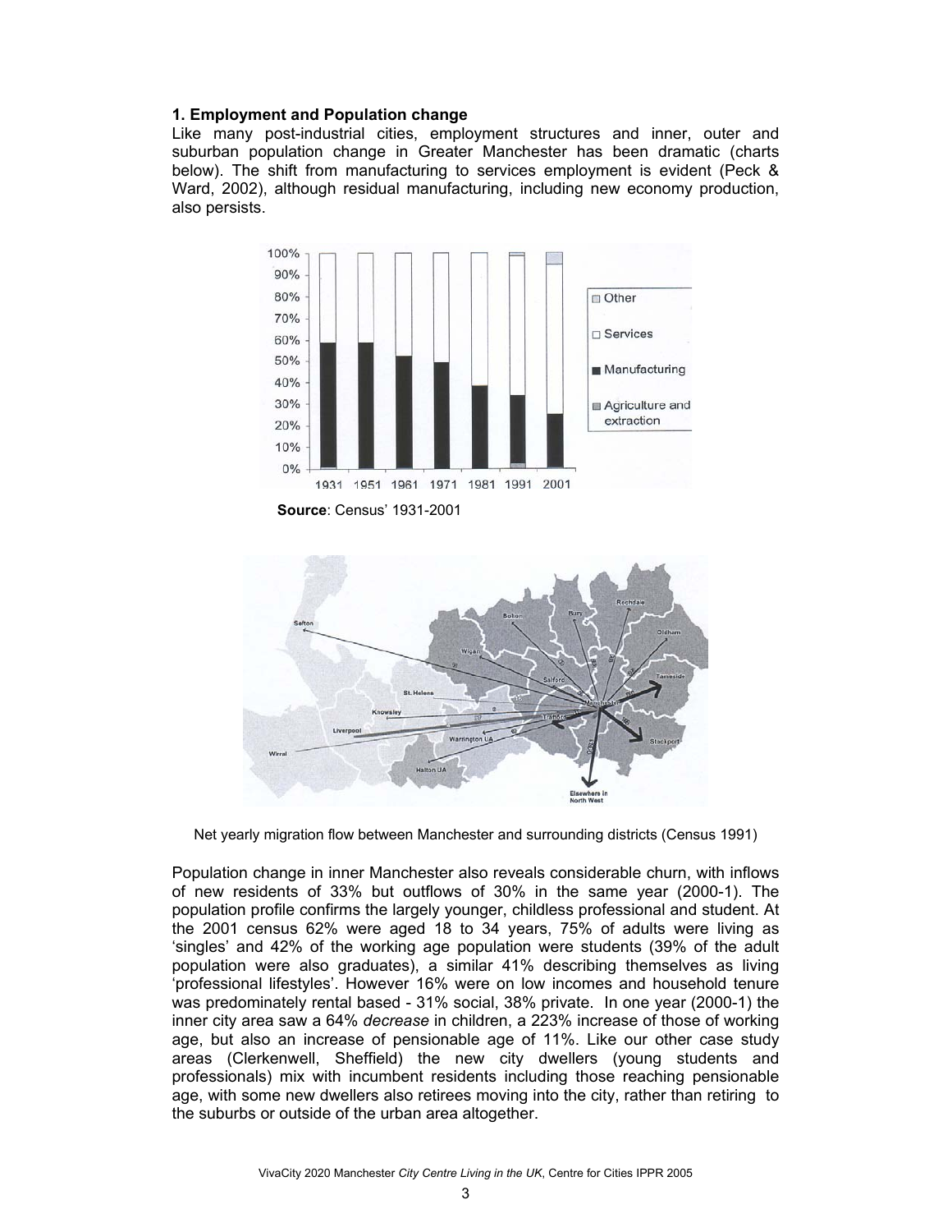### 1. Employment and Population change

Like many post-industrial cities, employment structures and inner, outer and suburban population change in Greater Manchester has been dramatic (charts below). The shift from manufacturing to services employment is evident (Peck & Ward, 2002), although residual manufacturing, including new economy production, also persists.

**Source**: Census' 1931-2001

Net yearly migration flow between Manchester and surrounding districts (Census 1991)

Population change in inner Manchester also reveals considerable churn, with inflows of new residents of 33% but outflows of 30% in the same year (2000-1). The population profile confirms the largely younger, childless professional and student. At the 2001 census 62% were aged 18 to 34 years, 75% of adults were living as 'singles' and 42% of the working age population were students (39% of the adult population were also graduates), a similar 41% describing themselves as living 'professional lifestyles'. However 16% were on low incomes and household tenure was predominately rental based - 31% social, 38% private. In one year (2000-1) the inner city area saw a 64% *decrease* in children, a 223% increase of those of working age, but also an increase of pensionable age of 11%. Like our other case study areas (Clerkenwell, Sheffield) the new city dwellers (young students and professionals) mix with incumbent residents including those reaching pensionable age, with some new dwellers also retirees moving into the city, rather than retiring to the suburbs or outside of the urban area altogether.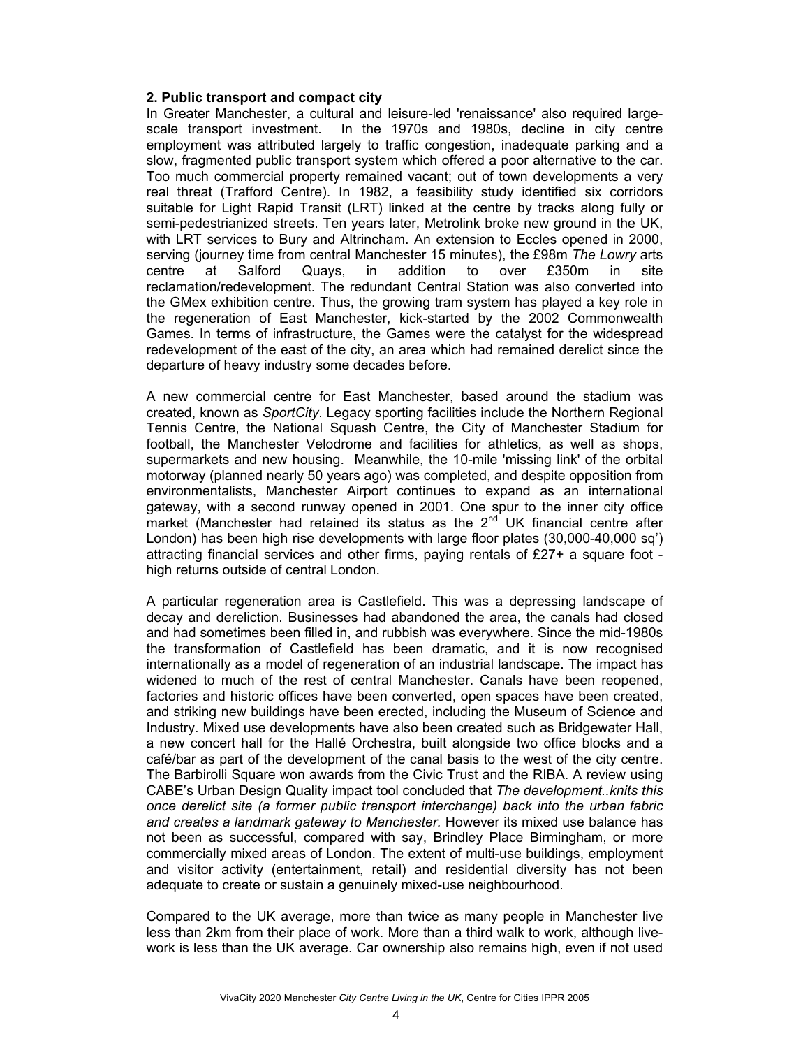**2. Public transport and compact city**

In Greater Manchester, a cultural and leisure-led 'renaissance' also required large-scale transport investment. In the 1970s and 1980s, decline in city centre employment was attributed largely to traffic congestion, inadequate parking and a slow, fragmented public transport system which offered a poor alternative to the car. Too much commercial property remained vacant; out of town developments a very real threat (Trafford Centre). In 1982, a feasibility study identified six corridors suitable for Light Rapid Transit (LRT) linked at the centre by tracks along fully or semi-pedestrianized streets. Ten years later, Metrolink broke new ground in the UK, with LRT services to Bury and Altrincham. An extension to Eccles opened in 2000, serving (journey time from central Manchester 15 minutes), the £98m *The Lowry* arts centre at Salford Quays, in addition to over £350m in site reclamation/redevelopment. The redundant Central Station was also converted into the GMex exhibition centre. Thus, the growing tram system has played a key role in the regeneration of East Manchester, kick-started by the 2002 Commonwealth Games. In terms of infrastructure, the Games were the catalyst for the widespread redevelopment of the east of the city, an area which had remained derelict since the departure of heavy industry some decades before.

A new commercial centre for East Manchester, based around the stadium was created, known as *SportCity*. Legacy sporting facilities include the Northern Regional Tennis Centre, the National Squash Centre, the City of Manchester Stadium for football, the Manchester Velodrome and facilities for athletics, as well as shops, supermarkets and new housing. Meanwhile, the 10-mile 'missing link' of the orbital motorway (planned nearly 50 years ago) was completed, and despite opposition from environmentalists, Manchester Airport continues to expand as an international gateway, with a second runway opened in 2001. One spur to the inner city office market (Manchester had retained its status as the 2nd UK financial centre after London) has been high rise developments with large floor plates (30,000-40,000 sq') attracting financial services and other firms, paying rentals of £27+ a square foot - high returns outside of central London.

A particular regeneration area is Castlefield. This was a depressing landscape of decay and dereliction. Businesses had abandoned the area, the canals had closed and had sometimes been filled in, and rubbish was everywhere. Since the mid-1980s the transformation of Castlefield has been dramatic, and it is now recognised internationally as a model of regeneration of an industrial landscape. The impact has widened to much of the rest of central Manchester. Canals have been reopened, factories and historic offices have been converted, open spaces have been created, and striking new buildings have been erected, including the Museum of Science and Industry. Mixed use developments have also been created such as Bridgewater Hall, a new concert hall for the Hallé Orchestra, built alongside two office blocks and a café/bar as part of the development of the canal basis to the west of the city centre. The Barbirolli Square won awards from the Civic Trust and the RIBA. A review using CABE's Urban Design Quality impact tool concluded that *The development..knits this once derelict site (a former public transport interchange) back into the urban fabric and creates a landmark gateway to Manchester.* However its mixed use balance has not been as successful, compared with say, Brindley Place Birmingham, or more commercially mixed areas of London. The extent of multi-use buildings, employment and visitor activity (entertainment, retail) and residential diversity has not been adequate to create or sustain a genuinely mixed-use neighbourhood.

Compared to the UK average, more than twice as many people in Manchester live less than 2km from their place of work. More than a third walk to work, although live-work is less than the UK average. Car ownership also remains high, even if not used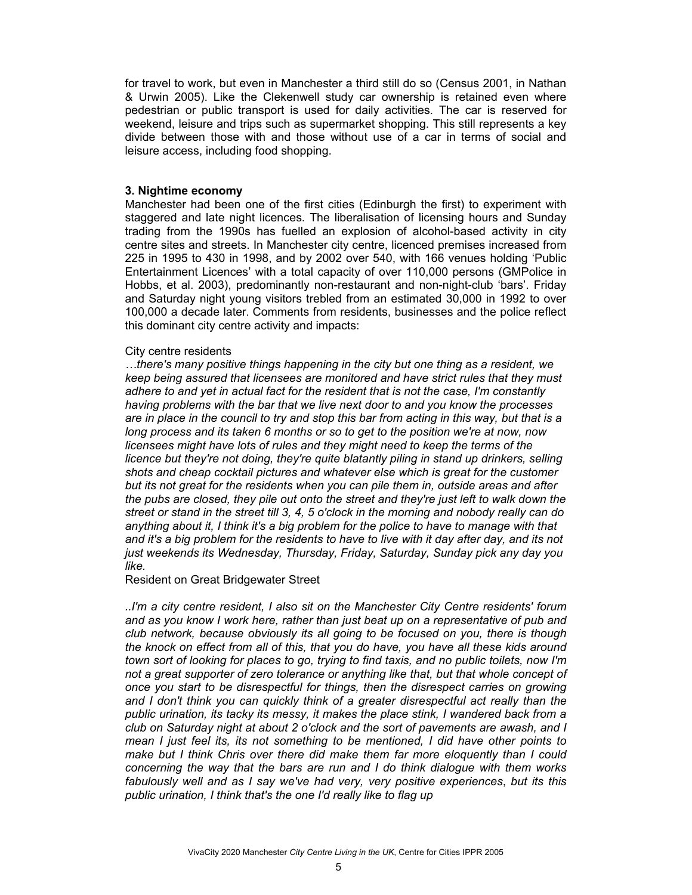for travel to work, but even in Manchester a third still do so (Census 2001, in Nathan & Urwin 2005). Like the Clekenwell study car ownership is retained even where pedestrian or public transport is used for daily activities. The car is reserved for weekend, leisure and trips such as supermarket shopping. This still represents a key divide between those with and those without use of a car in terms of social and leisure access, including food shopping.

### 3. Nightime economy

Manchester had been one of the first cities (Edinburgh the first) to experiment with staggered and late night licences. The liberalisation of licensing hours and Sunday trading from the 1990s has fuelled an explosion of alcohol-based activity in city centre sites and streets. In Manchester city centre, licenced premises increased from 225 in 1995 to 430 in 1998, and by 2002 over 540, with 166 venues holding 'Public Entertainment Licences' with a total capacity of over 110,000 persons (GMPolice in Hobbs, et al. 2003), predominantly non-restaurant and non-night-club 'bars'. Friday and Saturday night young visitors trebled from an estimated 30,000 in 1992 to over 100,000 a decade later. Comments from residents, businesses and the police reflect this dominant city centre activity and impacts:

City centre residents

*…there's many positive things happening in the city but one thing as a resident, we keep being assured that licensees are monitored and have strict rules that they must adhere to and yet in actual fact for the resident that is not the case, I'm constantly having problems with the bar that we live next door to and you know the processes are in place in the council to try and stop this bar from acting in this way, but that is a long process and its taken 6 months or so to get to the position we're at now, now licensees might have lots of rules and they might need to keep the terms of the licence but they're not doing, they're quite blatantly piling in stand up drinkers, selling shots and cheap cocktail pictures and whatever else which is great for the customer but its not great for the residents when you can pile them in, outside areas and after the pubs are closed, they pile out onto the street and they're just left to walk down the street or stand in the street till 3, 4, 5 o'clock in the morning and nobody really can do anything about it, I think it's a big problem for the police to have to manage with that and it's a big problem for the residents to have to live with it day after day, and its not just weekends its Wednesday, Thursday, Friday, Saturday, Sunday pick any day you like.*

Resident on Great Bridgewater Street

*..I'm a city centre resident, I also sit on the Manchester City Centre residents' forum and as you know I work here, rather than just beat up on a representative of pub and club network, because obviously its all going to be focused on you, there is though the knock on effect from all of this, that you do have, you have all these kids around town sort of looking for places to go, trying to find taxis, and no public toilets, now I'm not a great supporter of zero tolerance or anything like that, but that whole concept of once you start to be disrespectful for things, then the disrespect carries on growing and I don't think you can quickly think of a greater disrespectful act really than the public urination, its tacky its messy, it makes the place stink, I wandered back from a club on Saturday night at about 2 o'clock and the sort of pavements are awash, and I mean I just feel its, its not something to be mentioned, I did have other points to make but I think Chris over there did make them far more eloquently than I could concerning the way that the bars are run and I do think dialogue with them works fabulously well and as I say we've had very, very positive experiences, but its this public urination, I think that's the one I'd really like to flag up*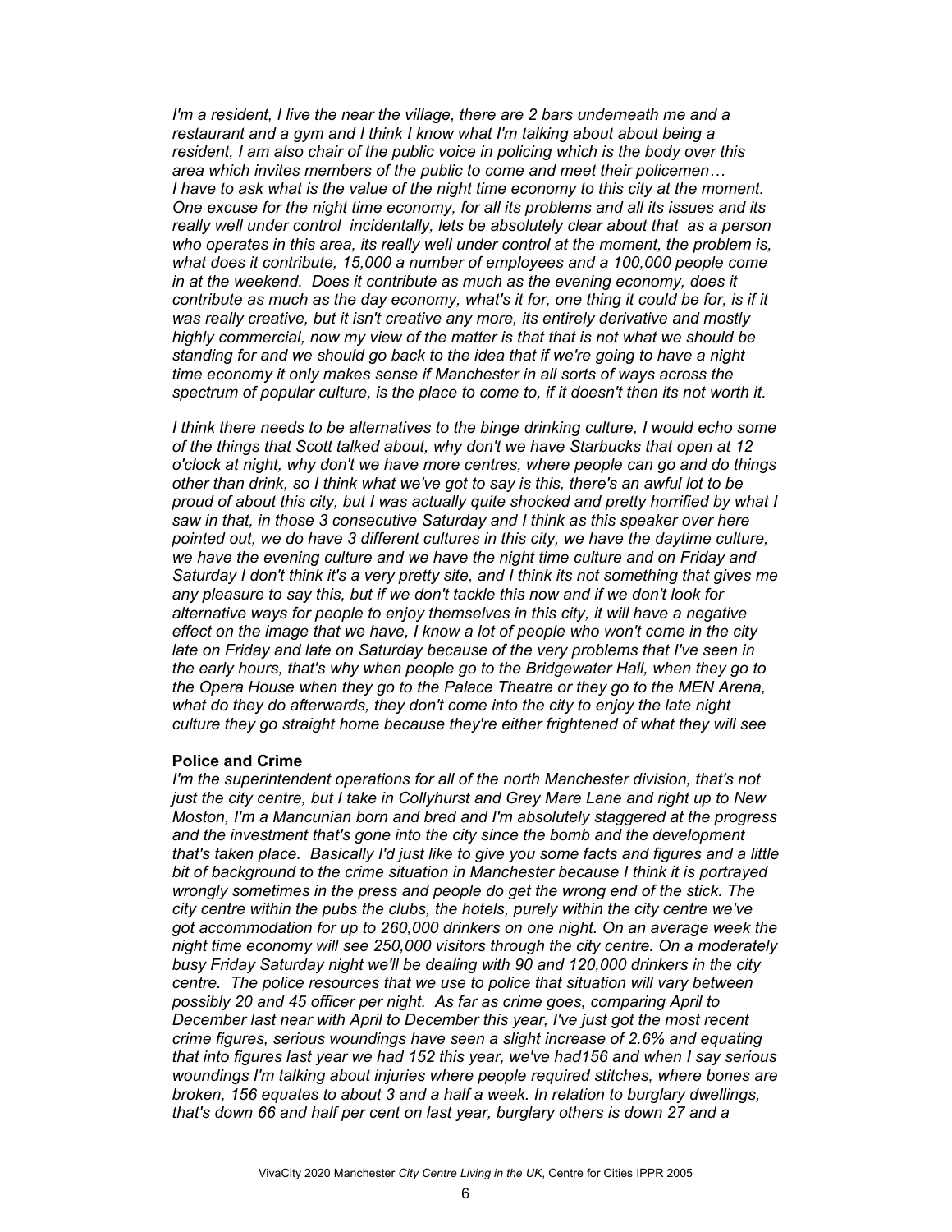*I'm a resident, I live the near the village, there are 2 bars underneath me and a restaurant and a gym and I think I know what I'm talking about about being a resident, I am also chair of the public voice in policing which is the body over this area which invites members of the public to come and meet their policemen… I have to ask what is the value of the night time economy to this city at the moment. One excuse for the night time economy, for all its problems and all its issues and its really well under control incidentally, lets be absolutely clear about that as a person who operates in this area, its really well under control at the moment, the problem is, what does it contribute, 15,000 a number of employees and a 100,000 people come in at the weekend. Does it contribute as much as the evening economy, does it contribute as much as the day economy, what's it for, one thing it could be for, is if it was really creative, but it isn't creative any more, its entirely derivative and mostly highly commercial, now my view of the matter is that that is not what we should be standing for and we should go back to the idea that if we're going to have a night time economy it only makes sense if Manchester in all sorts of ways across the spectrum of popular culture, is the place to come to, if it doesn't then its not worth it.*

*I think there needs to be alternatives to the binge drinking culture, I would echo some of the things that Scott talked about, why don't we have Starbucks that open at 12 o'clock at night, why don't we have more centres, where people can go and do things other than drink, so I think what we've got to say is this, there's an awful lot to be proud of about this city, but I was actually quite shocked and pretty horrified by what I saw in that, in those 3 consecutive Saturday and I think as this speaker over here pointed out, we do have 3 different cultures in this city, we have the daytime culture, we have the evening culture and we have the night time culture and on Friday and Saturday I don't think it's a very pretty site, and I think its not something that gives me any pleasure to say this, but if we don't tackle this now and if we don't look for alternative ways for people to enjoy themselves in this city, it will have a negative effect on the image that we have, I know a lot of people who won't come in the city late on Friday and late on Saturday because of the very problems that I've seen in the early hours, that's why when people go to the Bridgewater Hall, when they go to the Opera House when they go to the Palace Theatre or they go to the MEN Arena, what do they do afterwards, they don't come into the city to enjoy the late night culture they go straight home because they're either frightened of what they will see*

**Police and Crime**

*I'm the superintendent operations for all of the north Manchester division, that's not just the city centre, but I take in Collyhurst and Grey Mare Lane and right up to New Moston, I'm a Mancunian born and bred and I'm absolutely staggered at the progress and the investment that's gone into the city since the bomb and the development that's taken place. Basically I'd just like to give you some facts and figures and a little bit of background to the crime situation in Manchester because I think it is portrayed wrongly sometimes in the press and people do get the wrong end of the stick. The city centre within the pubs the clubs, the hotels, purely within the city centre we've got accommodation for up to 260,000 drinkers on one night. On an average week the night time economy will see 250,000 visitors through the city centre. On a moderately busy Friday Saturday night we'll be dealing with 90 and 120,000 drinkers in the city centre. The police resources that we use to police that situation will vary between possibly 20 and 45 officer per night. As far as crime goes, comparing April to December last near with April to December this year, I've just got the most recent crime figures, serious woundings have seen a slight increase of 2.6% and equating that into figures last year we had 152 this year, we've had156 and when I say serious woundings I'm talking about injuries where people required stitches, where bones are broken, 156 equates to about 3 and a half a week. In relation to burglary dwellings, that's down 66 and half per cent on last year, burglary others is down 27 and a*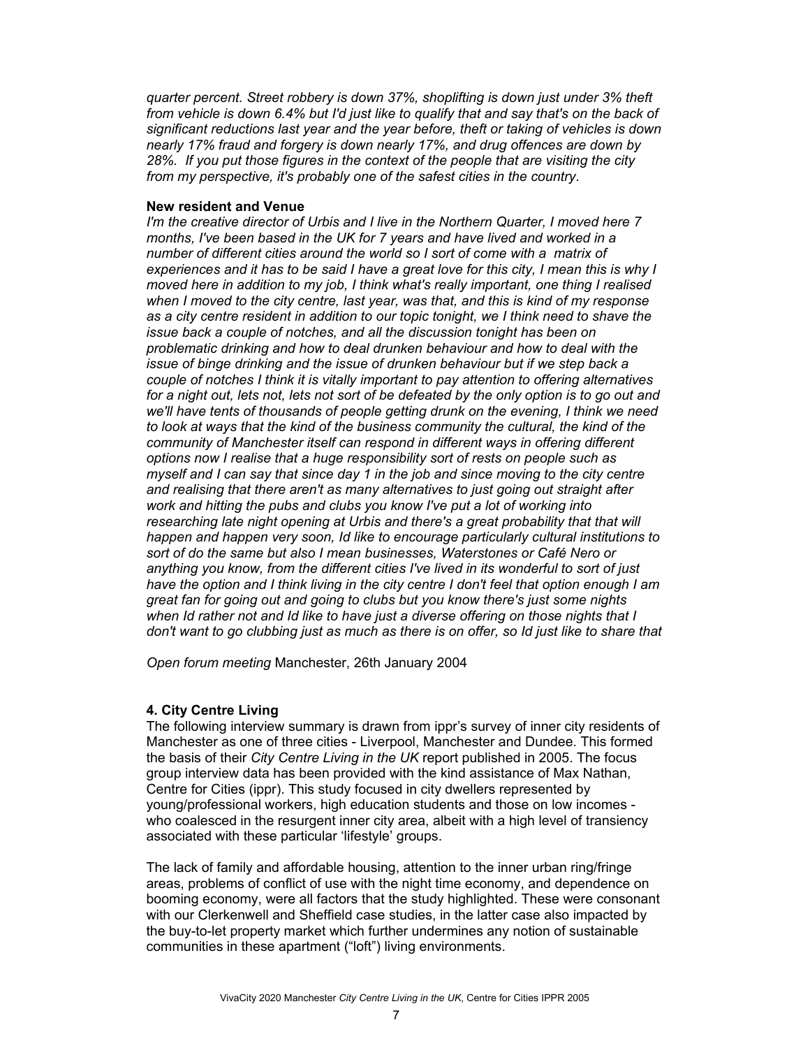*quarter percent. Street robbery is down 37%, shoplifting is down just under 3% theft from vehicle is down 6.4% but I'd just like to qualify that and say that's on the back of significant reductions last year and the year before, theft or taking of vehicles is down nearly 17% fraud and forgery is down nearly 17%, and drug offences are down by 28%. If you put those figures in the context of the people that are visiting the city from my perspective, it's probably one of the safest cities in the country*.

**New resident and Venue**
*I'm the creative director of Urbis and I live in the Northern Quarter, I moved here 7 months, I've been based in the UK for 7 years and have lived and worked in a number of different cities around the world so I sort of come with a matrix of experiences and it has to be said I have a great love for this city, I mean this is why I moved here in addition to my job, I think what's really important, one thing I realised when I moved to the city centre, last year, was that, and this is kind of my response as a city centre resident in addition to our topic tonight, we I think need to shave the issue back a couple of notches, and all the discussion tonight has been on problematic drinking and how to deal drunken behaviour and how to deal with the issue of binge drinking and the issue of drunken behaviour but if we step back a couple of notches I think it is vitally important to pay attention to offering alternatives for a night out, lets not, lets not sort of be defeated by the only option is to go out and we'll have tents of thousands of people getting drunk on the evening, I think we need to look at ways that the kind of the business community the cultural, the kind of the community of Manchester itself can respond in different ways in offering different options now I realise that a huge responsibility sort of rests on people such as myself and I can say that since day 1 in the job and since moving to the city centre and realising that there aren't as many alternatives to just going out straight after work and hitting the pubs and clubs you know I've put a lot of working into researching late night opening at Urbis and there's a great probability that that will happen and happen very soon, Id like to encourage particularly cultural institutions to sort of do the same but also I mean businesses, Waterstones or Café Nero or anything you know, from the different cities I've lived in its wonderful to sort of just have the option and I think living in the city centre I don't feel that option enough I am great fan for going out and going to clubs but you know there's just some nights when Id rather not and Id like to have just a diverse offering on those nights that I don't want to go clubbing just as much as there is on offer, so Id just like to share that*

*Open forum meeting* Manchester, 26th January 2004

**4. City Centre Living**

The following interview summary is drawn from ippr's survey of inner city residents of Manchester as one of three cities - Liverpool, Manchester and Dundee. This formed the basis of their *City Centre Living in the UK* report published in 2005. The focus group interview data has been provided with the kind assistance of Max Nathan, Centre for Cities (ippr). This study focused in city dwellers represented by young/professional workers, high education students and those on low incomes - who coalesced in the resurgent inner city area, albeit with a high level of transiency associated with these particular 'lifestyle' groups.

The lack of family and affordable housing, attention to the inner urban ring/fringe areas, problems of conflict of use with the night time economy, and dependence on booming economy, were all factors that the study highlighted. These were consonant with our Clerkenwell and Sheffield case studies, in the latter case also impacted by the buy-to-let property market which further undermines any notion of sustainable communities in these apartment ("loft") living environments.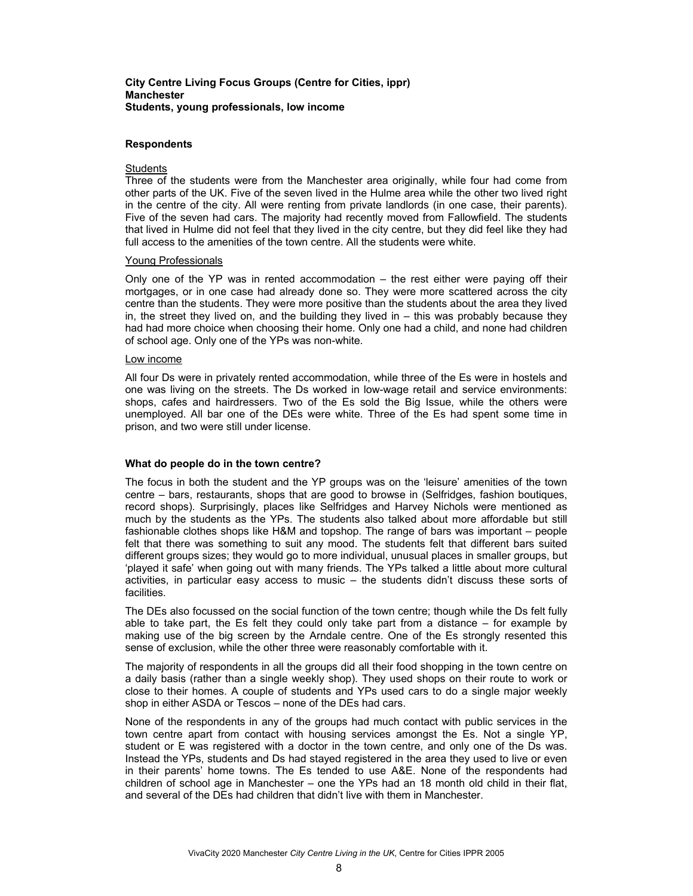**City Centre Living Focus Groups (Centre for Cities, ippr)**
**Manchester**
**Students, young professionals, low income**

## Respondents

### Students

Three of the students were from the Manchester area originally, while four had come from other parts of the UK. Five of the seven lived in the Hulme area while the other two lived right in the centre of the city. All were renting from private landlords (in one case, their parents). Five of the seven had cars. The majority had recently moved from Fallowfield. The students that lived in Hulme did not feel that they lived in the city centre, but they did feel like they had full access to the amenities of the town centre. All the students were white.

### Young Professionals

Only one of the YP was in rented accommodation – the rest either were paying off their mortgages, or in one case had already done so. They were more scattered across the city centre than the students. They were more positive than the students about the area they lived in, the street they lived on, and the building they lived in – this was probably because they had had more choice when choosing their home. Only one had a child, and none had children of school age. Only one of the YPs was non-white.

### Low income

All four Ds were in privately rented accommodation, while three of the Es were in hostels and one was living on the streets. The Ds worked in low-wage retail and service environments: shops, cafes and hairdressers. Two of the Es sold the Big Issue, while the others were unemployed. All bar one of the DEs were white. Three of the Es had spent some time in prison, and two were still under license.

## What do people do in the town centre?

The focus in both the student and the YP groups was on the 'leisure' amenities of the town centre – bars, restaurants, shops that are good to browse in (Selfridges, fashion boutiques, record shops). Surprisingly, places like Selfridges and Harvey Nichols were mentioned as much by the students as the YPs. The students also talked about more affordable but still fashionable clothes shops like H&M and topshop. The range of bars was important – people felt that there was something to suit any mood. The students felt that different bars suited different groups sizes; they would go to more individual, unusual places in smaller groups, but 'played it safe' when going out with many friends. The YPs talked a little about more cultural activities, in particular easy access to music – the students didn't discuss these sorts of facilities.

The DEs also focussed on the social function of the town centre; though while the Ds felt fully able to take part, the Es felt they could only take part from a distance – for example by making use of the big screen by the Arndale centre. One of the Es strongly resented this sense of exclusion, while the other three were reasonably comfortable with it.

The majority of respondents in all the groups did all their food shopping in the town centre on a daily basis (rather than a single weekly shop). They used shops on their route to work or close to their homes. A couple of students and YPs used cars to do a single major weekly shop in either ASDA or Tescos – none of the DEs had cars.

None of the respondents in any of the groups had much contact with public services in the town centre apart from contact with housing services amongst the Es. Not a single YP, student or E was registered with a doctor in the town centre, and only one of the Ds was. Instead the YPs, students and Ds had stayed registered in the area they used to live or even in their parents' home towns. The Es tended to use A&E. None of the respondents had children of school age in Manchester – one the YPs had an 18 month old child in their flat, and several of the DEs had children that didn't live with them in Manchester.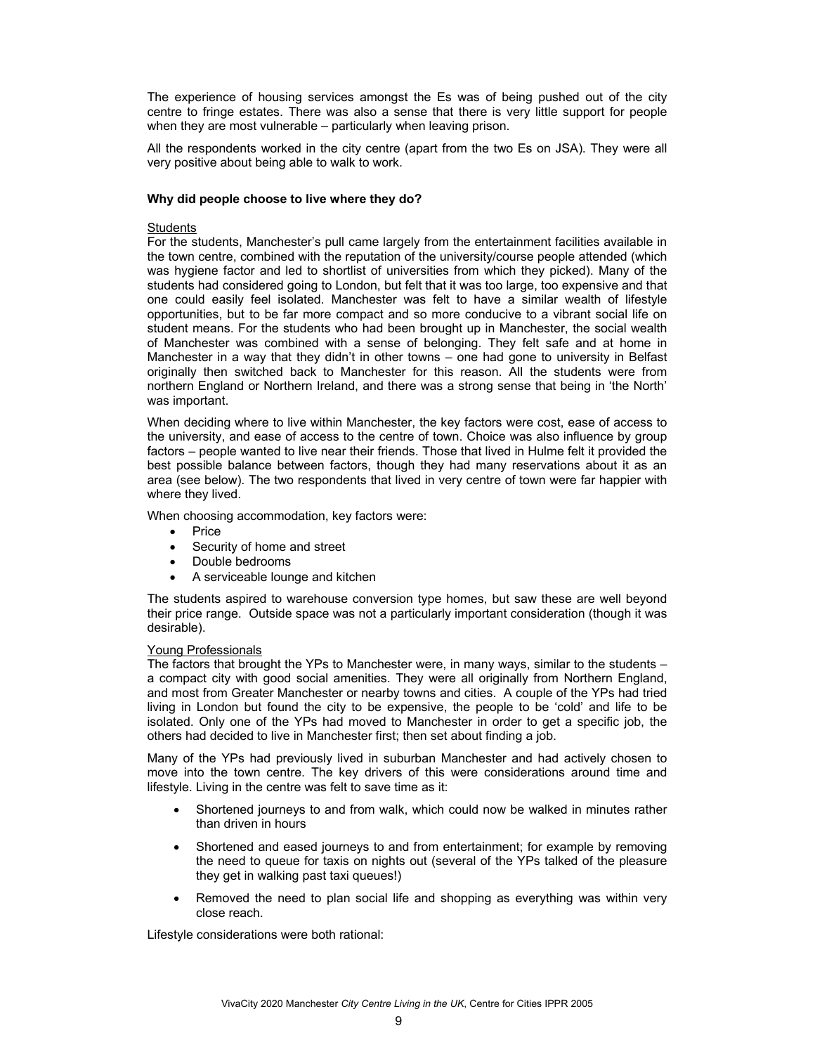The experience of housing services amongst the Es was of being pushed out of the city centre to fringe estates. There was also a sense that there is very little support for people when they are most vulnerable – particularly when leaving prison.

All the respondents worked in the city centre (apart from the two Es on JSA). They were all very positive about being able to walk to work.

**Why did people choose to live where they do?**

Students

For the students, Manchester's pull came largely from the entertainment facilities available in the town centre, combined with the reputation of the university/course people attended (which was hygiene factor and led to shortlist of universities from which they picked). Many of the students had considered going to London, but felt that it was too large, too expensive and that one could easily feel isolated. Manchester was felt to have a similar wealth of lifestyle opportunities, but to be far more compact and so more conducive to a vibrant social life on student means. For the students who had been brought up in Manchester, the social wealth of Manchester was combined with a sense of belonging. They felt safe and at home in Manchester in a way that they didn't in other towns – one had gone to university in Belfast originally then switched back to Manchester for this reason. All the students were from northern England or Northern Ireland, and there was a strong sense that being in 'the North' was important.

When deciding where to live within Manchester, the key factors were cost, ease of access to the university, and ease of access to the centre of town. Choice was also influence by group factors – people wanted to live near their friends. Those that lived in Hulme felt it provided the best possible balance between factors, though they had many reservations about it as an area (see below). The two respondents that lived in very centre of town were far happier with where they lived.

When choosing accommodation, key factors were:

- Price
- Security of home and street
- Double bedrooms
- A serviceable lounge and kitchen

The students aspired to warehouse conversion type homes, but saw these are well beyond their price range. Outside space was not a particularly important consideration (though it was desirable).

Young Professionals

The factors that brought the YPs to Manchester were, in many ways, similar to the students – a compact city with good social amenities. They were all originally from Northern England, and most from Greater Manchester or nearby towns and cities. A couple of the YPs had tried living in London but found the city to be expensive, the people to be 'cold' and life to be isolated. Only one of the YPs had moved to Manchester in order to get a specific job, the others had decided to live in Manchester first; then set about finding a job.

Many of the YPs had previously lived in suburban Manchester and had actively chosen to move into the town centre. The key drivers of this were considerations around time and lifestyle. Living in the centre was felt to save time as it:

- Shortened journeys to and from walk, which could now be walked in minutes rather than driven in hours
- Shortened and eased journeys to and from entertainment; for example by removing the need to queue for taxis on nights out (several of the YPs talked of the pleasure they get in walking past taxi queues!)
- Removed the need to plan social life and shopping as everything was within very close reach.

Lifestyle considerations were both rational: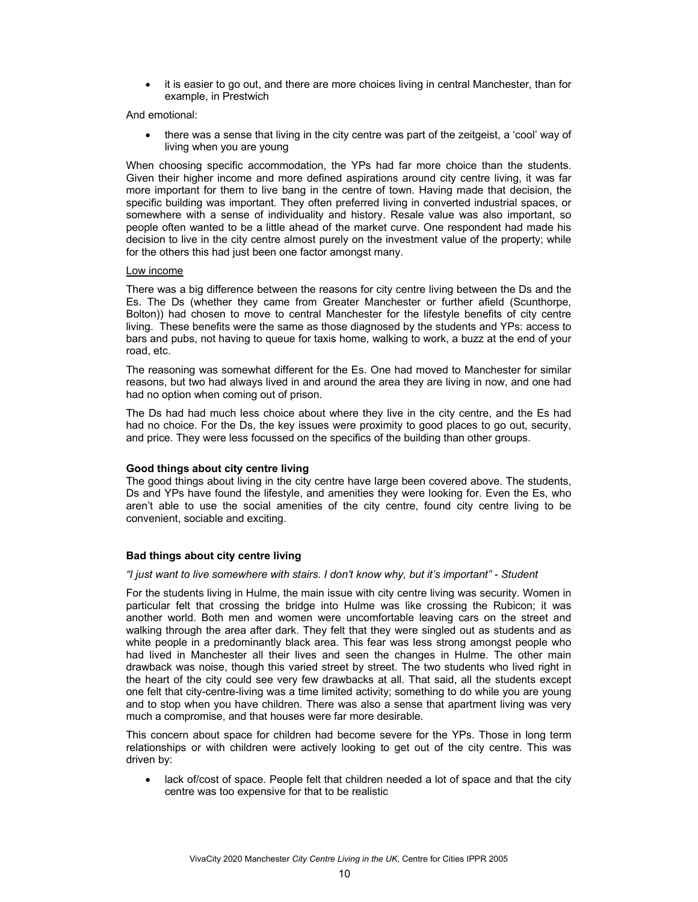- it is easier to go out, and there are more choices living in central Manchester, than for example, in Prestwich

And emotional:

- there was a sense that living in the city centre was part of the zeitgeist, a 'cool' way of living when you are young

When choosing specific accommodation, the YPs had far more choice than the students. Given their higher income and more defined aspirations around city centre living, it was far more important for them to live bang in the centre of town. Having made that decision, the specific building was important. They often preferred living in converted industrial spaces, or somewhere with a sense of individuality and history. Resale value was also important, so people often wanted to be a little ahead of the market curve. One respondent had made his decision to live in the city centre almost purely on the investment value of the property; while for the others this had just been one factor amongst many.

Low income

There was a big difference between the reasons for city centre living between the Ds and the Es. The Ds (whether they came from Greater Manchester or further afield (Scunthorpe, Bolton)) had chosen to move to central Manchester for the lifestyle benefits of city centre living. These benefits were the same as those diagnosed by the students and YPs: access to bars and pubs, not having to queue for taxis home, walking to work, a buzz at the end of your road, etc.

The reasoning was somewhat different for the Es. One had moved to Manchester for similar reasons, but two had always lived in and around the area they are living in now, and one had had no option when coming out of prison.

The Ds had had much less choice about where they live in the city centre, and the Es had had no choice. For the Ds, the key issues were proximity to good places to go out, security, and price. They were less focussed on the specifics of the building than other groups.

**Good things about city centre living**

The good things about living in the city centre have large been covered above. The students, Ds and YPs have found the lifestyle, and amenities they were looking for. Even the Es, who aren't able to use the social amenities of the city centre, found city centre living to be convenient, sociable and exciting.

**Bad things about city centre living**

*"I just want to live somewhere with stairs. I don't know why, but it's important" - Student*

For the students living in Hulme, the main issue with city centre living was security. Women in particular felt that crossing the bridge into Hulme was like crossing the Rubicon; it was another world. Both men and women were uncomfortable leaving cars on the street and walking through the area after dark. They felt that they were singled out as students and as white people in a predominantly black area. This fear was less strong amongst people who had lived in Manchester all their lives and seen the changes in Hulme. The other main drawback was noise, though this varied street by street. The two students who lived right in the heart of the city could see very few drawbacks at all. That said, all the students except one felt that city-centre-living was a time limited activity; something to do while you are young and to stop when you have children. There was also a sense that apartment living was very much a compromise, and that houses were far more desirable.

This concern about space for children had become severe for the YPs. Those in long term relationships or with children were actively looking to get out of the city centre. This was driven by:

- lack of/cost of space. People felt that children needed a lot of space and that the city centre was too expensive for that to be realistic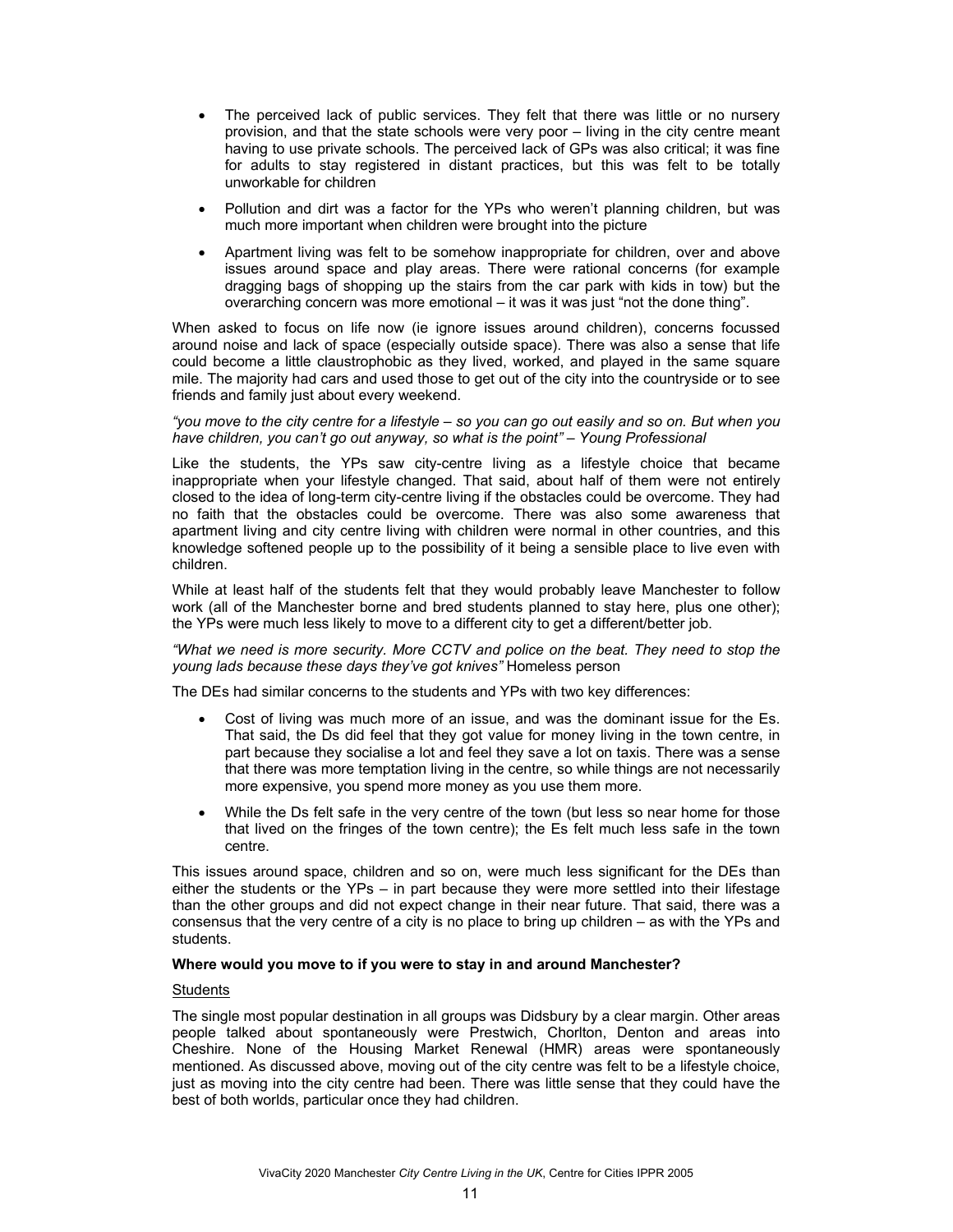- The perceived lack of public services. They felt that there was little or no nursery provision, and that the state schools were very poor – living in the city centre meant having to use private schools. The perceived lack of GPs was also critical; it was fine for adults to stay registered in distant practices, but this was felt to be totally unworkable for children
- Pollution and dirt was a factor for the YPs who weren't planning children, but was much more important when children were brought into the picture
- Apartment living was felt to be somehow inappropriate for children, over and above issues around space and play areas. There were rational concerns (for example dragging bags of shopping up the stairs from the car park with kids in tow) but the overarching concern was more emotional – it was it was just "not the done thing".

When asked to focus on life now (ie ignore issues around children), concerns focussed around noise and lack of space (especially outside space). There was also a sense that life could become a little claustrophobic as they lived, worked, and played in the same square mile. The majority had cars and used those to get out of the city into the countryside or to see friends and family just about every weekend.

*"you move to the city centre for a lifestyle – so you can go out easily and so on. But when you have children, you can't go out anyway, so what is the point" – Young Professional*

Like the students, the YPs saw city-centre living as a lifestyle choice that became inappropriate when your lifestyle changed. That said, about half of them were not entirely closed to the idea of long-term city-centre living if the obstacles could be overcome. They had no faith that the obstacles could be overcome. There was also some awareness that apartment living and city centre living with children were normal in other countries, and this knowledge softened people up to the possibility of it being a sensible place to live even with children.

While at least half of the students felt that they would probably leave Manchester to follow work (all of the Manchester borne and bred students planned to stay here, plus one other); the YPs were much less likely to move to a different city to get a different/better job.

*"What we need is more security. More CCTV and police on the beat. They need to stop the young lads because these days they've got knives"* Homeless person

The DEs had similar concerns to the students and YPs with two key differences:

- Cost of living was much more of an issue, and was the dominant issue for the Es. That said, the Ds did feel that they got value for money living in the town centre, in part because they socialise a lot and feel they save a lot on taxis. There was a sense that there was more temptation living in the centre, so while things are not necessarily more expensive, you spend more money as you use them more.
- While the Ds felt safe in the very centre of the town (but less so near home for those that lived on the fringes of the town centre); the Es felt much less safe in the town centre.

This issues around space, children and so on, were much less significant for the DEs than either the students or the YPs – in part because they were more settled into their lifestage than the other groups and did not expect change in their near future. That said, there was a consensus that the very centre of a city is no place to bring up children – as with the YPs and students.

**Where would you move to if you were to stay in and around Manchester?**

Students

The single most popular destination in all groups was Didsbury by a clear margin. Other areas people talked about spontaneously were Prestwich, Chorlton, Denton and areas into Cheshire. None of the Housing Market Renewal (HMR) areas were spontaneously mentioned. As discussed above, moving out of the city centre was felt to be a lifestyle choice, just as moving into the city centre had been. There was little sense that they could have the best of both worlds, particular once they had children.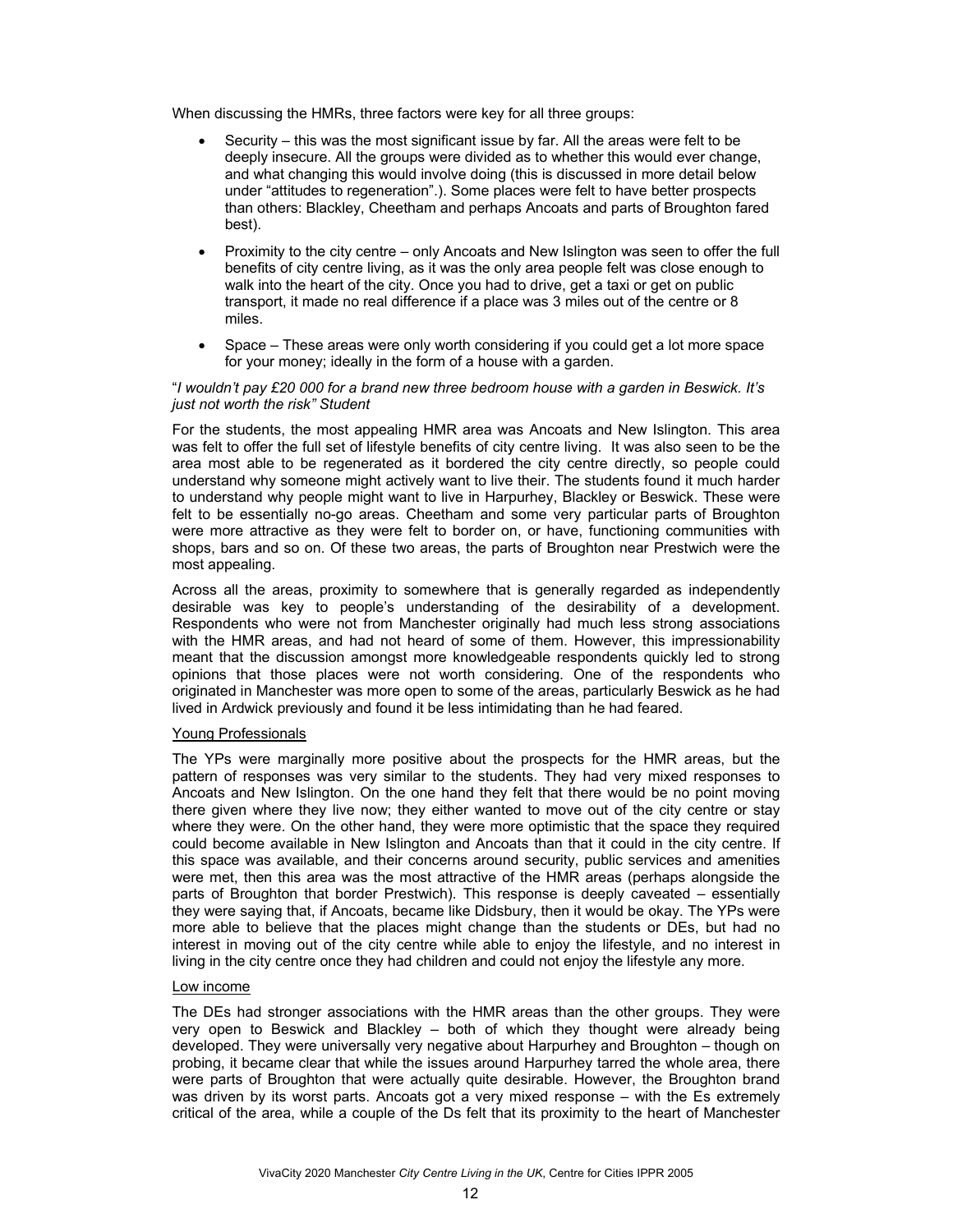When discussing the HMRs, three factors were key for all three groups:

- Security – this was the most significant issue by far. All the areas were felt to be deeply insecure. All the groups were divided as to whether this would ever change, and what changing this would involve doing (this is discussed in more detail below under "attitudes to regeneration".). Some places were felt to have better prospects than others: Blackley, Cheetham and perhaps Ancoats and parts of Broughton fared best).
- Proximity to the city centre – only Ancoats and New Islington was seen to offer the full benefits of city centre living, as it was the only area people felt was close enough to walk into the heart of the city. Once you had to drive, get a taxi or get on public transport, it made no real difference if a place was 3 miles out of the centre or 8 miles.
- Space – These areas were only worth considering if you could get a lot more space for your money; ideally in the form of a house with a garden.

"*I wouldn't pay £20 000 for a brand new three bedroom house with a garden in Beswick. It's just not worth the risk" Student*

For the students, the most appealing HMR area was Ancoats and New Islington. This area was felt to offer the full set of lifestyle benefits of city centre living. It was also seen to be the area most able to be regenerated as it bordered the city centre directly, so people could understand why someone might actively want to live their. The students found it much harder to understand why people might want to live in Harpurhey, Blackley or Beswick. These were felt to be essentially no-go areas. Cheetham and some very particular parts of Broughton were more attractive as they were felt to border on, or have, functioning communities with shops, bars and so on. Of these two areas, the parts of Broughton near Prestwich were the most appealing.

Across all the areas, proximity to somewhere that is generally regarded as independently desirable was key to people's understanding of the desirability of a development. Respondents who were not from Manchester originally had much less strong associations with the HMR areas, and had not heard of some of them. However, this impressionability meant that the discussion amongst more knowledgeable respondents quickly led to strong opinions that those places were not worth considering. One of the respondents who originated in Manchester was more open to some of the areas, particularly Beswick as he had lived in Ardwick previously and found it be less intimidating than he had feared.

Young Professionals

The YPs were marginally more positive about the prospects for the HMR areas, but the pattern of responses was very similar to the students. They had very mixed responses to Ancoats and New Islington. On the one hand they felt that there would be no point moving there given where they live now; they either wanted to move out of the city centre or stay where they were. On the other hand, they were more optimistic that the space they required could become available in New Islington and Ancoats than that it could in the city centre. If this space was available, and their concerns around security, public services and amenities were met, then this area was the most attractive of the HMR areas (perhaps alongside the parts of Broughton that border Prestwich). This response is deeply caveated – essentially they were saying that, if Ancoats, became like Didsbury, then it would be okay. The YPs were more able to believe that the places might change than the students or DEs, but had no interest in moving out of the city centre while able to enjoy the lifestyle, and no interest in living in the city centre once they had children and could not enjoy the lifestyle any more.

Low income

The DEs had stronger associations with the HMR areas than the other groups. They were very open to Beswick and Blackley – both of which they thought were already being developed. They were universally very negative about Harpurhey and Broughton – though on probing, it became clear that while the issues around Harpurhey tarred the whole area, there were parts of Broughton that were actually quite desirable. However, the Broughton brand was driven by its worst parts. Ancoats got a very mixed response – with the Es extremely critical of the area, while a couple of the Ds felt that its proximity to the heart of Manchester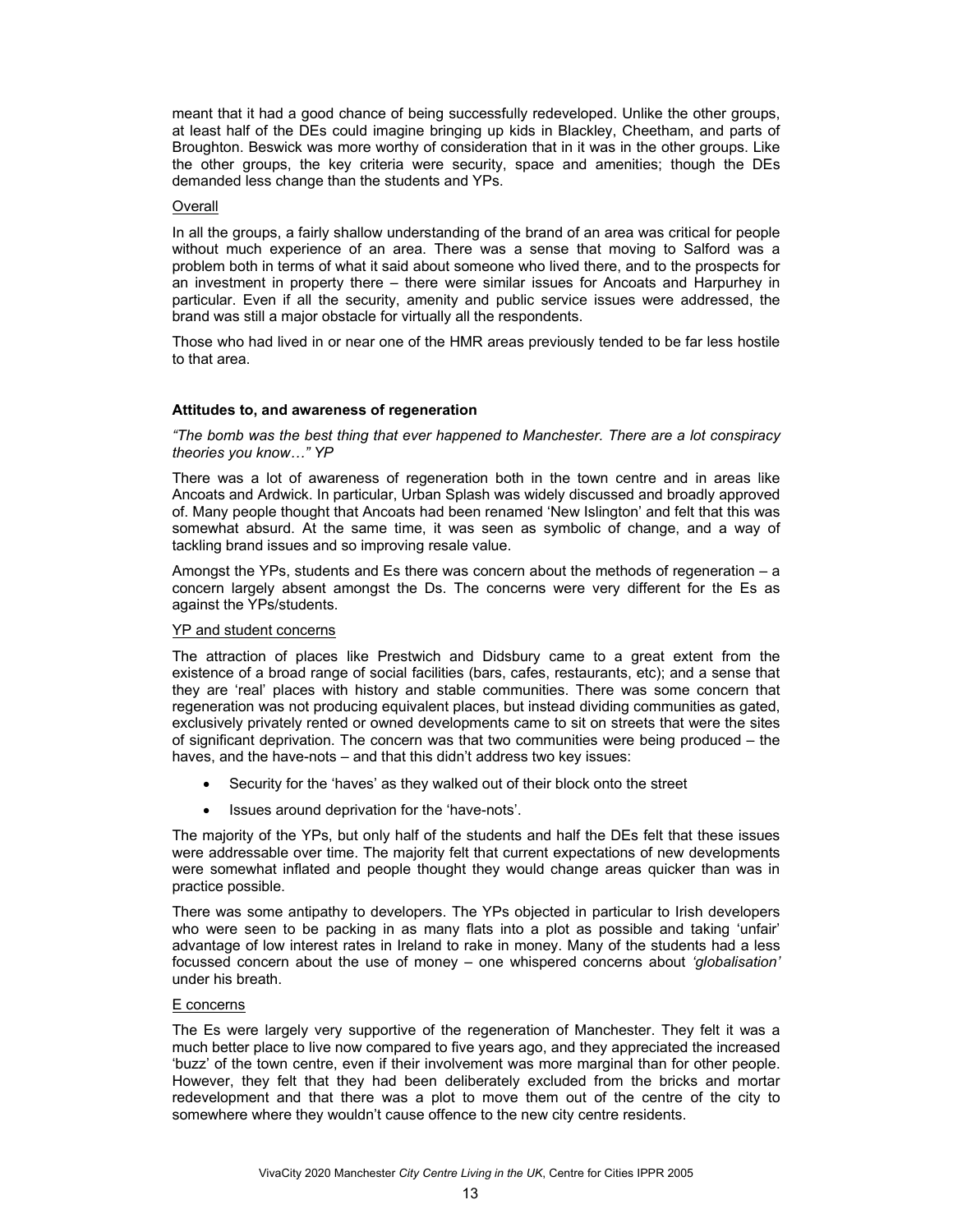meant that it had a good chance of being successfully redeveloped. Unlike the other groups, at least half of the DEs could imagine bringing up kids in Blackley, Cheetham, and parts of Broughton. Beswick was more worthy of consideration that in it was in the other groups. Like the other groups, the key criteria were security, space and amenities; though the DEs demanded less change than the students and YPs.

Overall

In all the groups, a fairly shallow understanding of the brand of an area was critical for people without much experience of an area. There was a sense that moving to Salford was a problem both in terms of what it said about someone who lived there, and to the prospects for an investment in property there – there were similar issues for Ancoats and Harpurhey in particular. Even if all the security, amenity and public service issues were addressed, the brand was still a major obstacle for virtually all the respondents.

Those who had lived in or near one of the HMR areas previously tended to be far less hostile to that area.

**Attitudes to, and awareness of regeneration**

*"The bomb was the best thing that ever happened to Manchester. There are a lot conspiracy theories you know…" YP*

There was a lot of awareness of regeneration both in the town centre and in areas like Ancoats and Ardwick. In particular, Urban Splash was widely discussed and broadly approved of. Many people thought that Ancoats had been renamed 'New Islington' and felt that this was somewhat absurd. At the same time, it was seen as symbolic of change, and a way of tackling brand issues and so improving resale value.

Amongst the YPs, students and Es there was concern about the methods of regeneration – a concern largely absent amongst the Ds. The concerns were very different for the Es as against the YPs/students.

YP and student concerns

The attraction of places like Prestwich and Didsbury came to a great extent from the existence of a broad range of social facilities (bars, cafes, restaurants, etc); and a sense that they are 'real' places with history and stable communities. There was some concern that regeneration was not producing equivalent places, but instead dividing communities as gated, exclusively privately rented or owned developments came to sit on streets that were the sites of significant deprivation. The concern was that two communities were being produced – the haves, and the have-nots – and that this didn't address two key issues:

- Security for the 'haves' as they walked out of their block onto the street
- Issues around deprivation for the 'have-nots'.

The majority of the YPs, but only half of the students and half the DEs felt that these issues were addressable over time. The majority felt that current expectations of new developments were somewhat inflated and people thought they would change areas quicker than was in practice possible.

There was some antipathy to developers. The YPs objected in particular to Irish developers who were seen to be packing in as many flats into a plot as possible and taking 'unfair' advantage of low interest rates in Ireland to rake in money. Many of the students had a less focussed concern about the use of money – one whispered concerns about *'globalisation'* under his breath.

E concerns

The Es were largely very supportive of the regeneration of Manchester. They felt it was a much better place to live now compared to five years ago, and they appreciated the increased 'buzz' of the town centre, even if their involvement was more marginal than for other people. However, they felt that they had been deliberately excluded from the bricks and mortar redevelopment and that there was a plot to move them out of the centre of the city to somewhere where they wouldn't cause offence to the new city centre residents.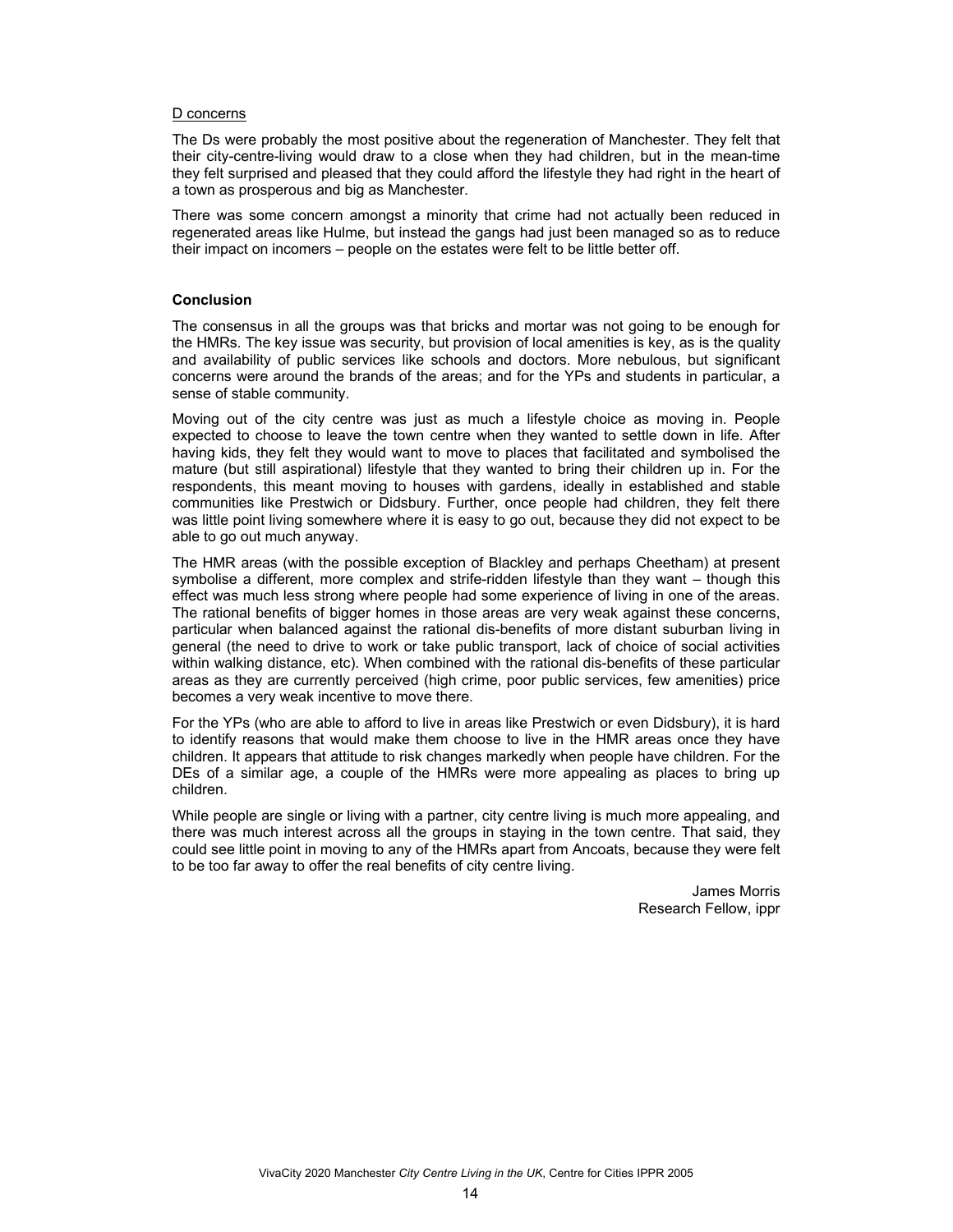D concerns

The Ds were probably the most positive about the regeneration of Manchester. They felt that their city-centre-living would draw to a close when they had children, but in the mean-time they felt surprised and pleased that they could afford the lifestyle they had right in the heart of a town as prosperous and big as Manchester.

There was some concern amongst a minority that crime had not actually been reduced in regenerated areas like Hulme, but instead the gangs had just been managed so as to reduce their impact on incomers – people on the estates were felt to be little better off.

**Conclusion**

The consensus in all the groups was that bricks and mortar was not going to be enough for the HMRs. The key issue was security, but provision of local amenities is key, as is the quality and availability of public services like schools and doctors. More nebulous, but significant concerns were around the brands of the areas; and for the YPs and students in particular, a sense of stable community.

Moving out of the city centre was just as much a lifestyle choice as moving in. People expected to choose to leave the town centre when they wanted to settle down in life. After having kids, they felt they would want to move to places that facilitated and symbolised the mature (but still aspirational) lifestyle that they wanted to bring their children up in. For the respondents, this meant moving to houses with gardens, ideally in established and stable communities like Prestwich or Didsbury. Further, once people had children, they felt there was little point living somewhere where it is easy to go out, because they did not expect to be able to go out much anyway.

The HMR areas (with the possible exception of Blackley and perhaps Cheetham) at present symbolise a different, more complex and strife-ridden lifestyle than they want – though this effect was much less strong where people had some experience of living in one of the areas. The rational benefits of bigger homes in those areas are very weak against these concerns, particular when balanced against the rational dis-benefits of more distant suburban living in general (the need to drive to work or take public transport, lack of choice of social activities within walking distance, etc). When combined with the rational dis-benefits of these particular areas as they are currently perceived (high crime, poor public services, few amenities) price becomes a very weak incentive to move there.

For the YPs (who are able to afford to live in areas like Prestwich or even Didsbury), it is hard to identify reasons that would make them choose to live in the HMR areas once they have children. It appears that attitude to risk changes markedly when people have children. For the DEs of a similar age, a couple of the HMRs were more appealing as places to bring up children.

While people are single or living with a partner, city centre living is much more appealing, and there was much interest across all the groups in staying in the town centre. That said, they could see little point in moving to any of the HMRs apart from Ancoats, because they were felt to be too far away to offer the real benefits of city centre living.

James Morris
Research Fellow, ippr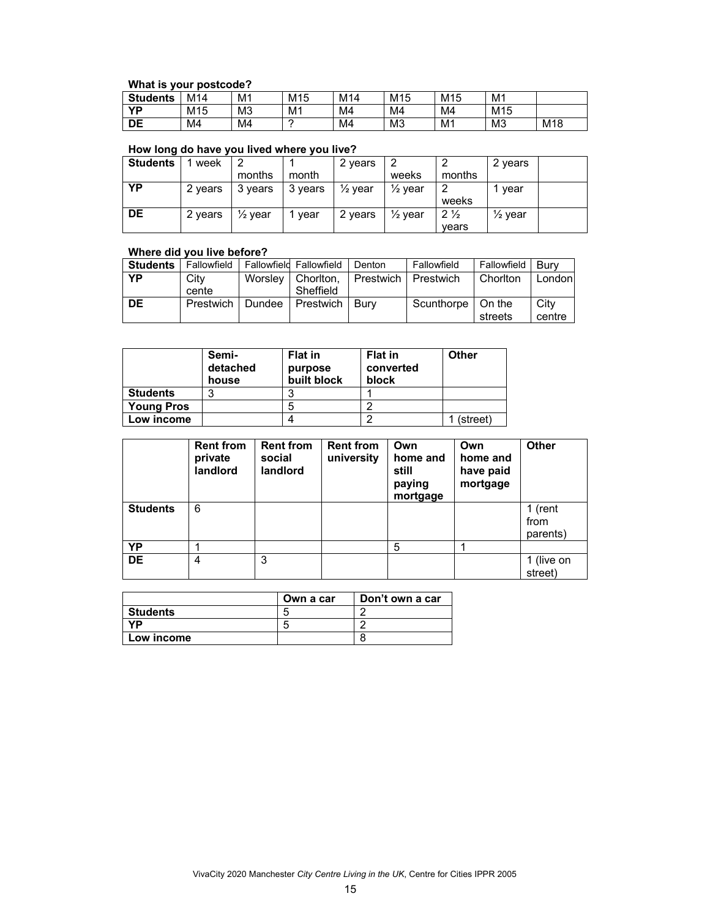**What is your postcode?**

| **Students** | M14 | M1 | M15 | M14 | M15 | M15 | M1 | |
|---|---|---|---|---|---|---|---|---|
| **YP** | M15 | M3 | M1 | M4 | M4 | M4 | M15 | |
| **DE** | M4 | M4 | ? | M4 | M3 | M1 | M3 | M18 |

**How long do have you lived where you live?**

| **Students** | 1 week | 2 months | 1 month | 2 years | 2 weeks | 2 months | 2 years | |
|---|---|---|---|---|---|---|---|---|
| **YP** | 2 years | 3 years | 3 years | ½ year | ½ year | 2 weeks | 1 year | |
| **DE** | 2 years | ½ year | 1 year | 2 years | ½ year | 2 ½ years | ½ year | |

**Where did you live before?**

| **Students** | Fallowfield | Fallowfield | Fallowfield | Denton | Fallowfield | Fallowfield | Bury |
|---|---|---|---|---|---|---|---|
| **YP** | City cente | Worsley | Chorlton, Sheffield | Prestwich | Prestwich | Chorlton | London |
| **DE** | Prestwich | Dundee | Prestwich | Bury | Scunthorpe | On the streets | City centre |

| | **Semi-detached house** | **Flat in purpose built block** | **Flat in converted block** | **Other** |
|---|---|---|---|---|
| **Students** | 3 | 3 | 1 | |
| **Young Pros** | | 5 | 2 | |
| **Low income** | | 4 | 2 | 1 (street) |

| | **Rent from private landlord** | **Rent from social landlord** | **Rent from university** | **Own home and still paying mortgage** | **Own home and have paid mortgage** | **Other** |
|---|---|---|---|---|---|---|
| **Students** | 6 | | | | | 1 (rent from parents) |
| **YP** | 1 | | | 5 | 1 | |
| **DE** | 4 | 3 | | | | 1 (live on street) |

| | **Own a car** | **Don't own a car** |
|---|---|---|
| **Students** | 5 | 2 |
| **YP** | 5 | 2 |
| **Low income** | | 8 |

VivaCity 2020 Manchester *City Centre Living in the UK*, Centre for Cities IPPR 2005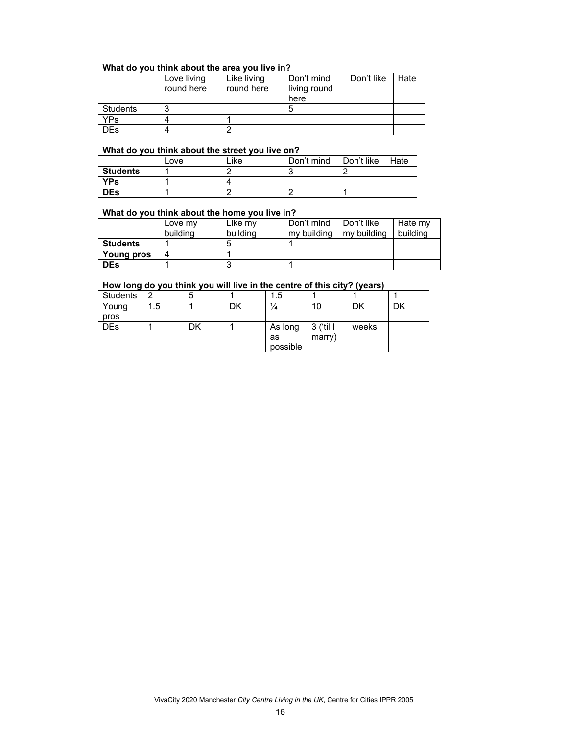**What do you think about the area you live in?**

| | Love living round here | Like living round here | Don't mind living round here | Don't like | Hate |
|---|---|---|---|---|---|
| Students | 3 | | 5 | | |
| YPs | 4 | 1 | | | |
| DEs | 4 | 2 | | | |

**What do you think about the street you live on?**

| | Love | Like | Don't mind | Don't like | Hate |
|---|---|---|---|---|---|
| **Students** | 1 | 2 | 3 | 2 | |
| **YPs** | 1 | 4 | | | |
| **DEs** | 1 | 2 | 2 | 1 | |

**What do you think about the home you live in?**

| | Love my building | Like my building | Don't mind my building | Don't like my building | Hate my building |
|---|---|---|---|---|---|
| **Students** | 1 | 5 | 1 | | |
| **Young pros** | 4 | 1 | | | |
| **DEs** | 1 | 3 | 1 | | |

**How long do you think you will live in the centre of this city? (years)**

| | | | | | | | |
|---|---|---|---|---|---|---|---|
| Students | 2 | 5 | 1 | 1.5 | 1 | 1 | 1 |
| Young pros | 1.5 | 1 | DK | ¼ | 10 | DK | DK |
| DEs | 1 | DK | 1 | As long as possible | 3 ('til I marry) | weeks | |

VivaCity 2020 Manchester *City Centre Living in the UK*, Centre for Cities IPPR 2005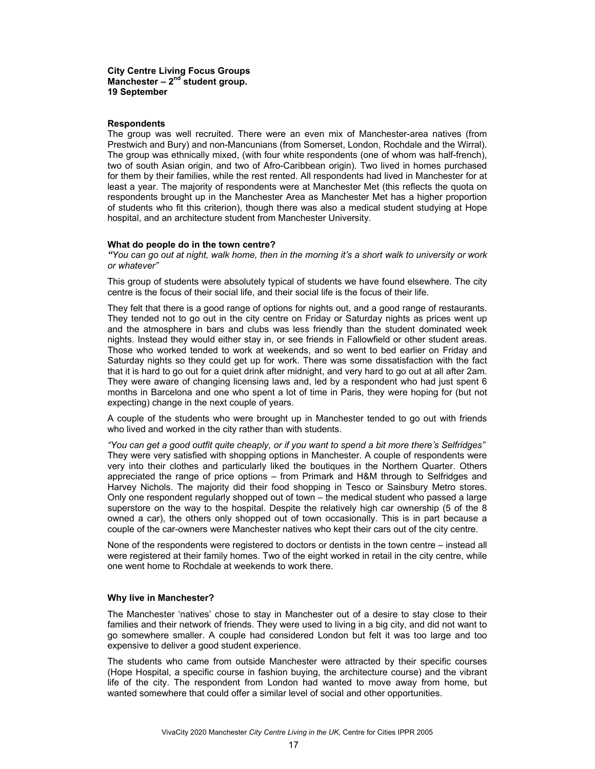**City Centre Living Focus Groups**
**Manchester – 2nd student group.**
**19 September**

**Respondents**

The group was well recruited. There were an even mix of Manchester-area natives (from Prestwich and Bury) and non-Mancunians (from Somerset, London, Rochdale and the Wirral). The group was ethnically mixed, (with four white respondents (one of whom was half-french), two of south Asian origin, and two of Afro-Caribbean origin). Two lived in homes purchased for them by their families, while the rest rented. All respondents had lived in Manchester for at least a year. The majority of respondents were at Manchester Met (this reflects the quota on respondents brought up in the Manchester Area as Manchester Met has a higher proportion of students who fit this criterion), though there was also a medical student studying at Hope hospital, and an architecture student from Manchester University.

**What do people do in the town centre?**

*"You can go out at night, walk home, then in the morning it's a short walk to university or work or whatever"*

This group of students were absolutely typical of students we have found elsewhere. The city centre is the focus of their social life, and their social life is the focus of their life.

They felt that there is a good range of options for nights out, and a good range of restaurants. They tended not to go out in the city centre on Friday or Saturday nights as prices went up and the atmosphere in bars and clubs was less friendly than the student dominated week nights. Instead they would either stay in, or see friends in Fallowfield or other student areas. Those who worked tended to work at weekends, and so went to bed earlier on Friday and Saturday nights so they could get up for work. There was some dissatisfaction with the fact that it is hard to go out for a quiet drink after midnight, and very hard to go out at all after 2am. They were aware of changing licensing laws and, led by a respondent who had just spent 6 months in Barcelona and one who spent a lot of time in Paris, they were hoping for (but not expecting) change in the next couple of years.

A couple of the students who were brought up in Manchester tended to go out with friends who lived and worked in the city rather than with students.

*"You can get a good outfit quite cheaply, or if you want to spend a bit more there's Selfridges"*
They were very satisfied with shopping options in Manchester. A couple of respondents were very into their clothes and particularly liked the boutiques in the Northern Quarter. Others appreciated the range of price options – from Primark and H&M through to Selfridges and Harvey Nichols. The majority did their food shopping in Tesco or Sainsbury Metro stores. Only one respondent regularly shopped out of town – the medical student who passed a large superstore on the way to the hospital. Despite the relatively high car ownership (5 of the 8 owned a car), the others only shopped out of town occasionally. This is in part because a couple of the car-owners were Manchester natives who kept their cars out of the city centre.

None of the respondents were registered to doctors or dentists in the town centre – instead all were registered at their family homes. Two of the eight worked in retail in the city centre, while one went home to Rochdale at weekends to work there.

**Why live in Manchester?**

The Manchester 'natives' chose to stay in Manchester out of a desire to stay close to their families and their network of friends. They were used to living in a big city, and did not want to go somewhere smaller. A couple had considered London but felt it was too large and too expensive to deliver a good student experience.

The students who came from outside Manchester were attracted by their specific courses (Hope Hospital, a specific course in fashion buying, the architecture course) and the vibrant life of the city. The respondent from London had wanted to move away from home, but wanted somewhere that could offer a similar level of social and other opportunities.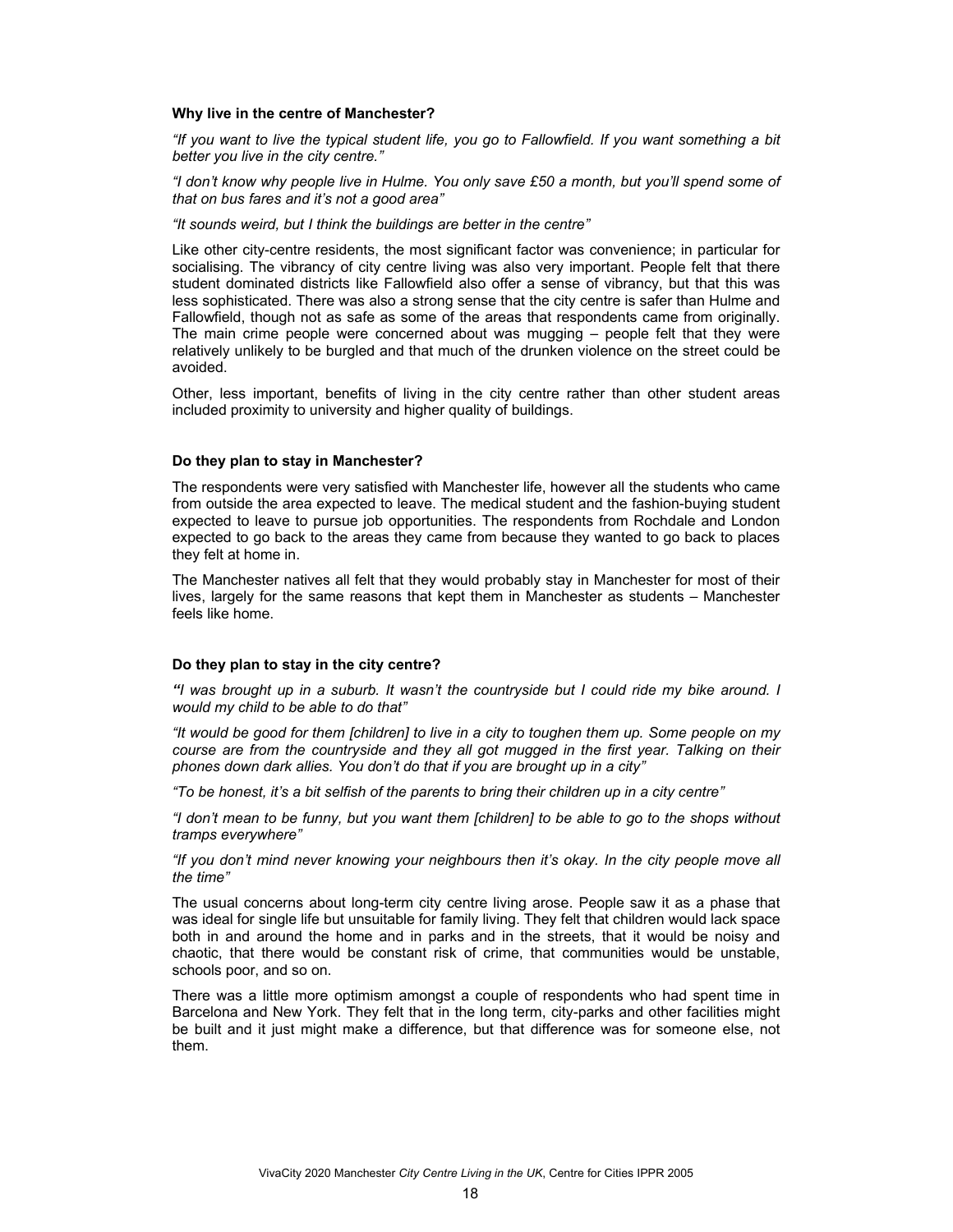**Why live in the centre of Manchester?**

*"If you want to live the typical student life, you go to Fallowfield. If you want something a bit better you live in the city centre."*

*"I don't know why people live in Hulme. You only save £50 a month, but you'll spend some of that on bus fares and it's not a good area"*

*"It sounds weird, but I think the buildings are better in the centre"*

Like other city-centre residents, the most significant factor was convenience; in particular for socialising. The vibrancy of city centre living was also very important. People felt that there student dominated districts like Fallowfield also offer a sense of vibrancy, but that this was less sophisticated. There was also a strong sense that the city centre is safer than Hulme and Fallowfield, though not as safe as some of the areas that respondents came from originally. The main crime people were concerned about was mugging – people felt that they were relatively unlikely to be burgled and that much of the drunken violence on the street could be avoided.

Other, less important, benefits of living in the city centre rather than other student areas included proximity to university and higher quality of buildings.

**Do they plan to stay in Manchester?**

The respondents were very satisfied with Manchester life, however all the students who came from outside the area expected to leave. The medical student and the fashion-buying student expected to leave to pursue job opportunities. The respondents from Rochdale and London expected to go back to the areas they came from because they wanted to go back to places they felt at home in.

The Manchester natives all felt that they would probably stay in Manchester for most of their lives, largely for the same reasons that kept them in Manchester as students – Manchester feels like home.

**Do they plan to stay in the city centre?**

*"I was brought up in a suburb. It wasn't the countryside but I could ride my bike around. I would my child to be able to do that"*

*"It would be good for them [children] to live in a city to toughen them up. Some people on my course are from the countryside and they all got mugged in the first year. Talking on their phones down dark allies. You don't do that if you are brought up in a city"*

*"To be honest, it's a bit selfish of the parents to bring their children up in a city centre"*

*"I don't mean to be funny, but you want them [children] to be able to go to the shops without tramps everywhere"*

*"If you don't mind never knowing your neighbours then it's okay. In the city people move all the time"*

The usual concerns about long-term city centre living arose. People saw it as a phase that was ideal for single life but unsuitable for family living. They felt that children would lack space both in and around the home and in parks and in the streets, that it would be noisy and chaotic, that there would be constant risk of crime, that communities would be unstable, schools poor, and so on.

There was a little more optimism amongst a couple of respondents who had spent time in Barcelona and New York. They felt that in the long term, city-parks and other facilities might be built and it just might make a difference, but that difference was for someone else, not them.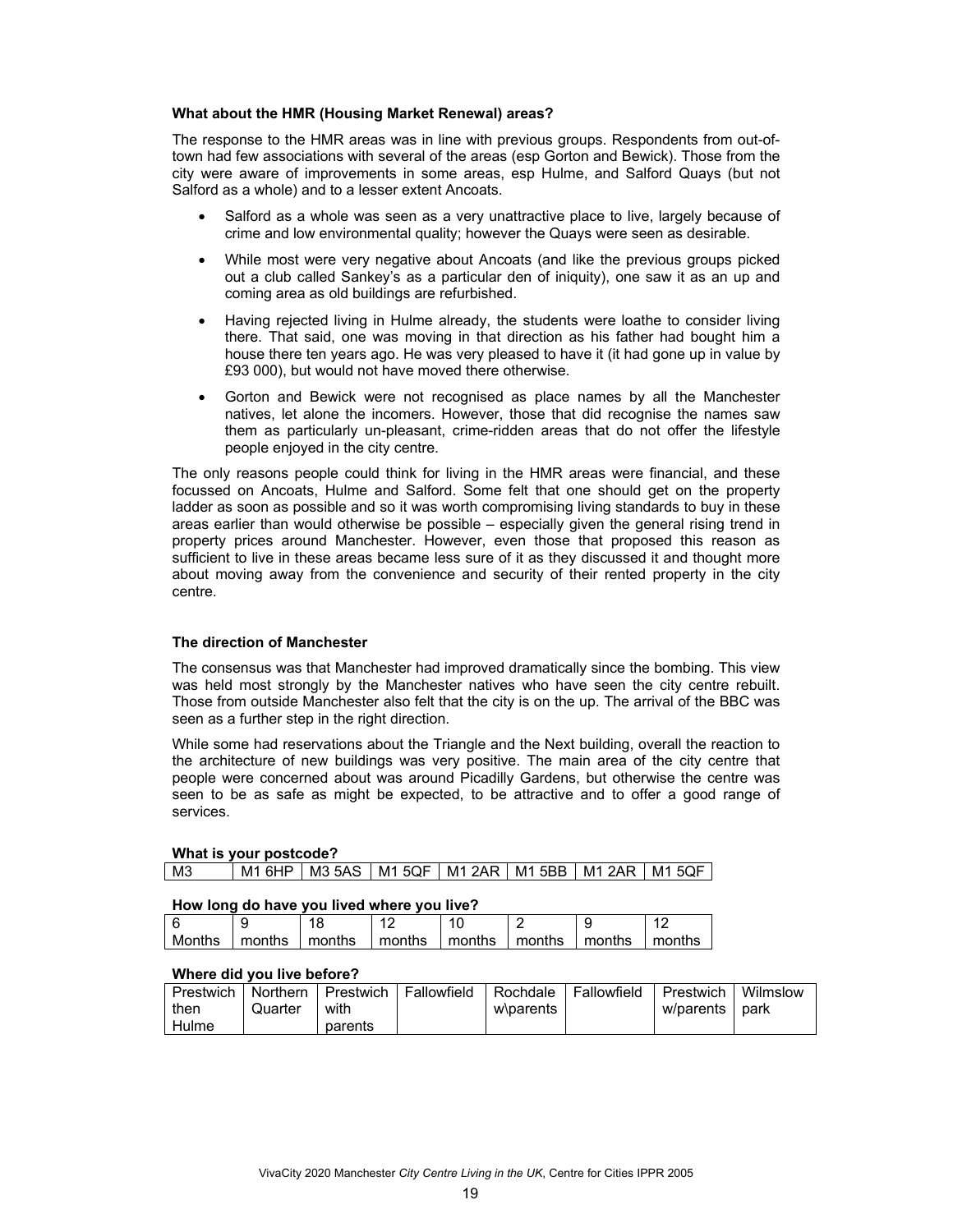**What about the HMR (Housing Market Renewal) areas?**

The response to the HMR areas was in line with previous groups. Respondents from out-of-town had few associations with several of the areas (esp Gorton and Bewick). Those from the city were aware of improvements in some areas, esp Hulme, and Salford Quays (but not Salford as a whole) and to a lesser extent Ancoats.

- Salford as a whole was seen as a very unattractive place to live, largely because of crime and low environmental quality; however the Quays were seen as desirable.
- While most were very negative about Ancoats (and like the previous groups picked out a club called Sankey's as a particular den of iniquity), one saw it as an up and coming area as old buildings are refurbished.
- Having rejected living in Hulme already, the students were loathe to consider living there. That said, one was moving in that direction as his father had bought him a house there ten years ago. He was very pleased to have it (it had gone up in value by £93 000), but would not have moved there otherwise.
- Gorton and Bewick were not recognised as place names by all the Manchester natives, let alone the incomers. However, those that did recognise the names saw them as particularly un-pleasant, crime-ridden areas that do not offer the lifestyle people enjoyed in the city centre.

The only reasons people could think for living in the HMR areas were financial, and these focussed on Ancoats, Hulme and Salford. Some felt that one should get on the property ladder as soon as possible and so it was worth compromising living standards to buy in these areas earlier than would otherwise be possible – especially given the general rising trend in property prices around Manchester. However, even those that proposed this reason as sufficient to live in these areas became less sure of it as they discussed it and thought more about moving away from the convenience and security of their rented property in the city centre.

**The direction of Manchester**

The consensus was that Manchester had improved dramatically since the bombing. This view was held most strongly by the Manchester natives who have seen the city centre rebuilt. Those from outside Manchester also felt that the city is on the up. The arrival of the BBC was seen as a further step in the right direction.

While some had reservations about the Triangle and the Next building, overall the reaction to the architecture of new buildings was very positive. The main area of the city centre that people were concerned about was around Picadilly Gardens, but otherwise the centre was seen to be as safe as might be expected, to be attractive and to offer a good range of services.

**What is your postcode?**

| M3 | M1 6HP | M3 5AS | M1 5QF | M1 2AR | M1 5BB | M1 2AR | M1 5QF |
|---|---|---|---|---|---|---|---|

**How long do have you lived where you live?**

| 6 Months | 9 months | 18 months | 12 months | 10 months | 2 months | 9 months | 12 months |
|---|---|---|---|---|---|---|---|

**Where did you live before?**

| Prestwich then Hulme | Northern Quarter | Prestwich with parents | Fallowfield | Rochdale w\parents | Fallowfield | Prestwich w/parents | Wilmslow park |
|---|---|---|---|---|---|---|---|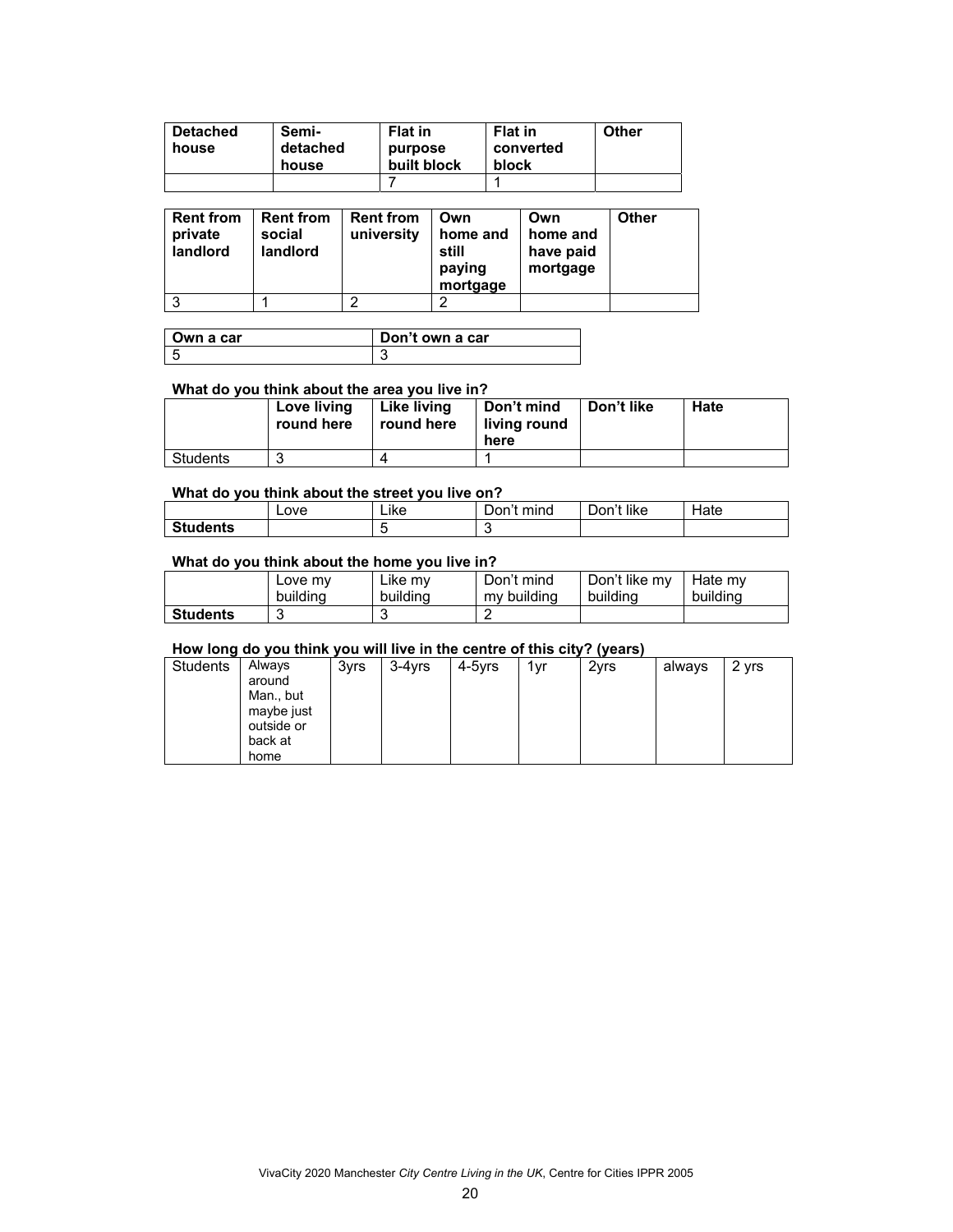| Detached house | Semi-detached house | Flat in purpose built block | Flat in converted block | Other |
|---|---|---|---|---|
| | | 7 | 1 | |

| Rent from private landlord | Rent from social landlord | Rent from university | Own home and still paying mortgage | Own home and have paid mortgage | Other |
|---|---|---|---|---|---|
| 3 | 1 | 2 | 2 | | |

| Own a car | Don't own a car |
|---|---|
| 5 | 3 |

**What do you think about the area you live in?**

| | Love living round here | Like living round here | Don't mind living round here | Don't like | Hate |
|---|---|---|---|---|---|
| Students | 3 | 4 | 1 | | |

**What do you think about the street you live on?**

| | Love | Like | Don't mind | Don't like | Hate |
|---|---|---|---|---|---|
| **Students** | | 5 | 3 | | |

**What do you think about the home you live in?**

| | Love my building | Like my building | Don't mind my building | Don't like my building | Hate my building |
|---|---|---|---|---|---|
| **Students** | 3 | 3 | 2 | | |

**How long do you think you will live in the centre of this city? (years)**

| Students | Always around Man., but maybe just outside or back at home | 3yrs | 3-4yrs | 4-5yrs | 1yr | 2yrs | always | 2 yrs |
|---|---|---|---|---|---|---|---|---|

VivaCity 2020 Manchester *City Centre Living in the UK*, Centre for Cities IPPR 2005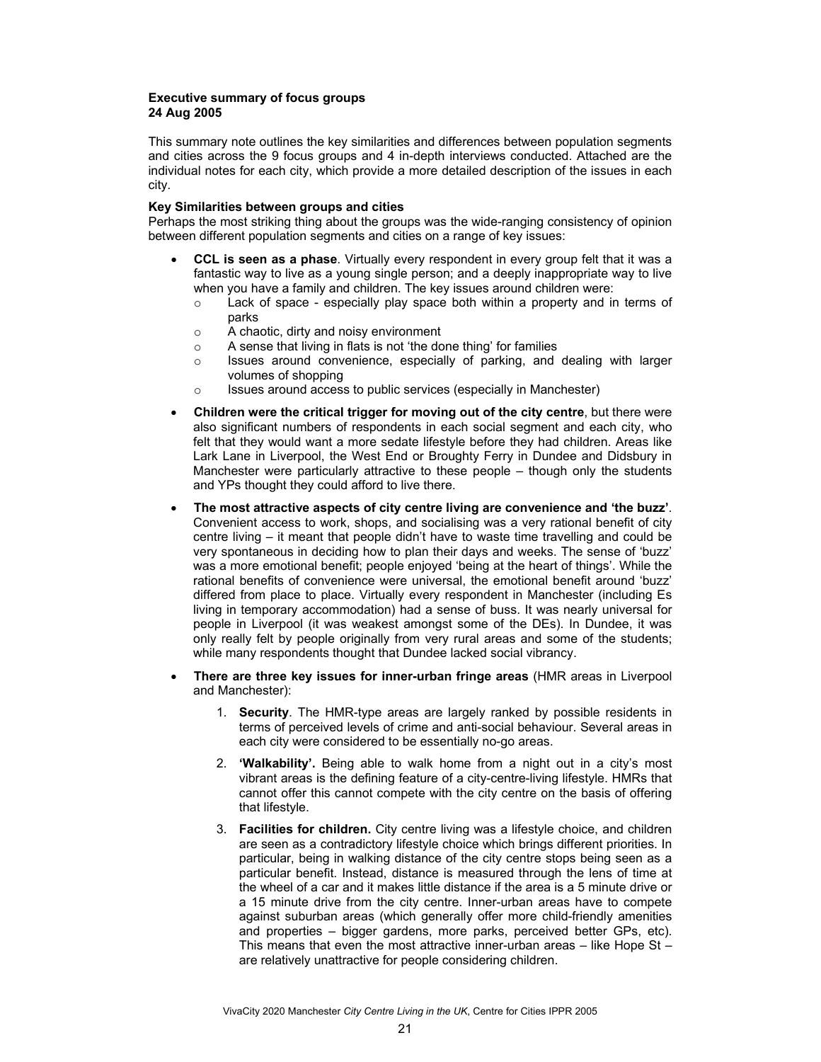**Executive summary of focus groups**
**24 Aug 2005**

This summary note outlines the key similarities and differences between population segments and cities across the 9 focus groups and 4 in-depth interviews conducted. Attached are the individual notes for each city, which provide a more detailed description of the issues in each city.

**Key Similarities between groups and cities**

Perhaps the most striking thing about the groups was the wide-ranging consistency of opinion between different population segments and cities on a range of key issues:

- **CCL is seen as a phase**. Virtually every respondent in every group felt that it was a fantastic way to live as a young single person; and a deeply inappropriate way to live when you have a family and children. The key issues around children were:
  - Lack of space - especially play space both within a property and in terms of parks
  - A chaotic, dirty and noisy environment
  - A sense that living in flats is not 'the done thing' for families
  - Issues around convenience, especially of parking, and dealing with larger volumes of shopping
  - Issues around access to public services (especially in Manchester)
- **Children were the critical trigger for moving out of the city centre**, but there were also significant numbers of respondents in each social segment and each city, who felt that they would want a more sedate lifestyle before they had children. Areas like Lark Lane in Liverpool, the West End or Broughty Ferry in Dundee and Didsbury in Manchester were particularly attractive to these people – though only the students and YPs thought they could afford to live there.
- **The most attractive aspects of city centre living are convenience and 'the buzz'**. Convenient access to work, shops, and socialising was a very rational benefit of city centre living – it meant that people didn't have to waste time travelling and could be very spontaneous in deciding how to plan their days and weeks. The sense of 'buzz' was a more emotional benefit; people enjoyed 'being at the heart of things'. While the rational benefits of convenience were universal, the emotional benefit around 'buzz' differed from place to place. Virtually every respondent in Manchester (including Es living in temporary accommodation) had a sense of buss. It was nearly universal for people in Liverpool (it was weakest amongst some of the DEs). In Dundee, it was only really felt by people originally from very rural areas and some of the students; while many respondents thought that Dundee lacked social vibrancy.
- **There are three key issues for inner-urban fringe areas** (HMR areas in Liverpool and Manchester):
  1. **Security**. The HMR-type areas are largely ranked by possible residents in terms of perceived levels of crime and anti-social behaviour. Several areas in each city were considered to be essentially no-go areas.
  2. **'Walkability'.** Being able to walk home from a night out in a city's most vibrant areas is the defining feature of a city-centre-living lifestyle. HMRs that cannot offer this cannot compete with the city centre on the basis of offering that lifestyle.
  3. **Facilities for children.** City centre living was a lifestyle choice, and children are seen as a contradictory lifestyle choice which brings different priorities. In particular, being in walking distance of the city centre stops being seen as a particular benefit. Instead, distance is measured through the lens of time at the wheel of a car and it makes little distance if the area is a 5 minute drive or a 15 minute drive from the city centre. Inner-urban areas have to compete against suburban areas (which generally offer more child-friendly amenities and properties – bigger gardens, more parks, perceived better GPs, etc). This means that even the most attractive inner-urban areas – like Hope St – are relatively unattractive for people considering children.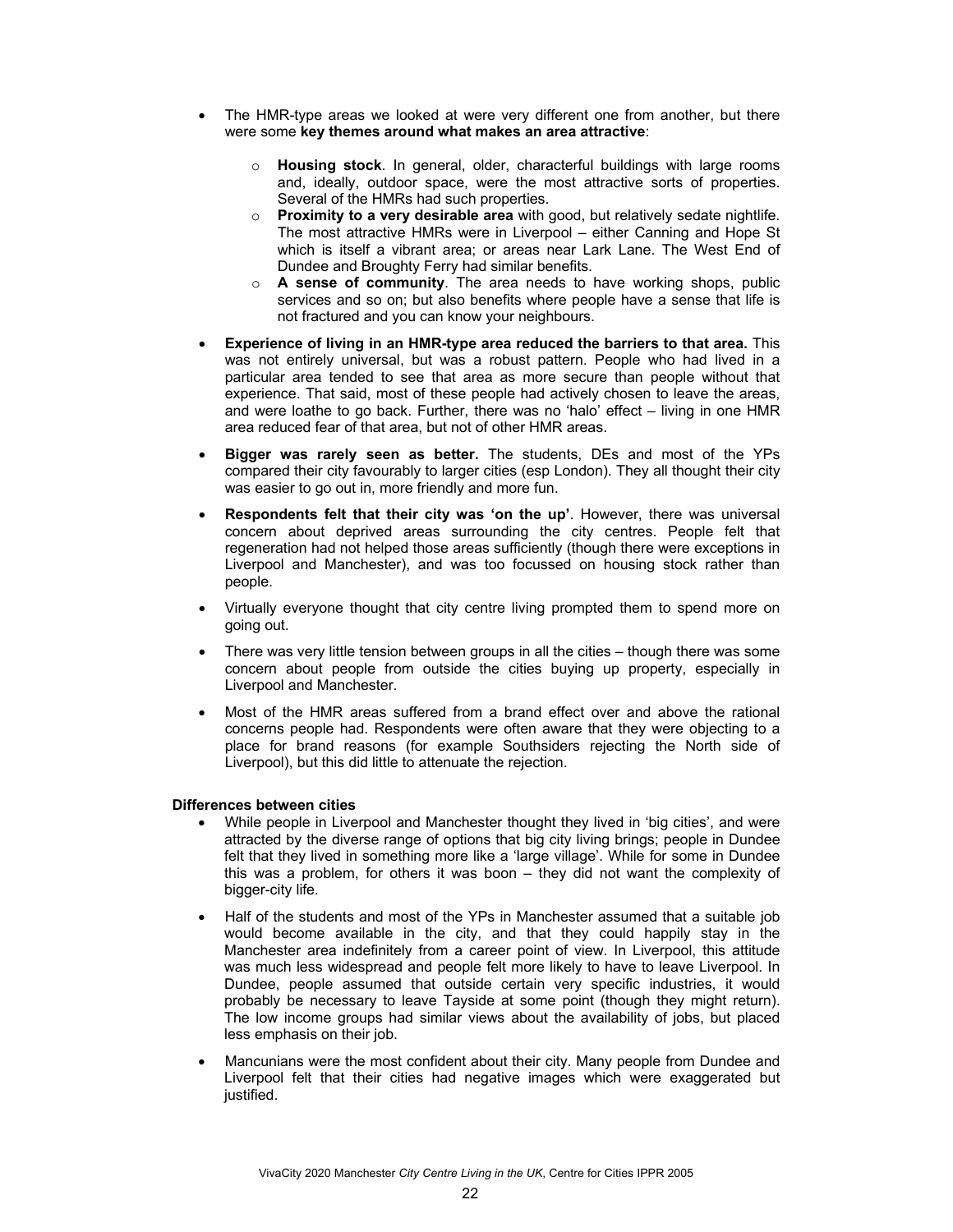- The HMR-type areas we looked at were very different one from another, but there were some **key themes around what makes an area attractive**:

    - **Housing stock**. In general, older, characterful buildings with large rooms and, ideally, outdoor space, were the most attractive sorts of properties. Several of the HMRs had such properties.
    - **Proximity to a very desirable area** with good, but relatively sedate nightlife. The most attractive HMRs were in Liverpool – either Canning and Hope St which is itself a vibrant area; or areas near Lark Lane. The West End of Dundee and Broughty Ferry had similar benefits.
    - **A sense of community**. The area needs to have working shops, public services and so on; but also benefits where people have a sense that life is not fractured and you can know your neighbours.

- **Experience of living in an HMR-type area reduced the barriers to that area.** This was not entirely universal, but was a robust pattern. People who had lived in a particular area tended to see that area as more secure than people without that experience. That said, most of these people had actively chosen to leave the areas, and were loathe to go back. Further, there was no 'halo' effect – living in one HMR area reduced fear of that area, but not of other HMR areas.

- **Bigger was rarely seen as better.** The students, DEs and most of the YPs compared their city favourably to larger cities (esp London). They all thought their city was easier to go out in, more friendly and more fun.

- **Respondents felt that their city was 'on the up'**. However, there was universal concern about deprived areas surrounding the city centres. People felt that regeneration had not helped those areas sufficiently (though there were exceptions in Liverpool and Manchester), and was too focussed on housing stock rather than people.

- Virtually everyone thought that city centre living prompted them to spend more on going out.

- There was very little tension between groups in all the cities – though there was some concern about people from outside the cities buying up property, especially in Liverpool and Manchester.

- Most of the HMR areas suffered from a brand effect over and above the rational concerns people had. Respondents were often aware that they were objecting to a place for brand reasons (for example Southsiders rejecting the North side of Liverpool), but this did little to attenuate the rejection.

**Differences between cities**

- While people in Liverpool and Manchester thought they lived in 'big cities', and were attracted by the diverse range of options that big city living brings; people in Dundee felt that they lived in something more like a 'large village'. While for some in Dundee this was a problem, for others it was boon – they did not want the complexity of bigger-city life.

- Half of the students and most of the YPs in Manchester assumed that a suitable job would become available in the city, and that they could happily stay in the Manchester area indefinitely from a career point of view. In Liverpool, this attitude was much less widespread and people felt more likely to have to leave Liverpool. In Dundee, people assumed that outside certain very specific industries, it would probably be necessary to leave Tayside at some point (though they might return). The low income groups had similar views about the availability of jobs, but placed less emphasis on their job.

- Mancunians were the most confident about their city. Many people from Dundee and Liverpool felt that their cities had negative images which were exaggerated but justified.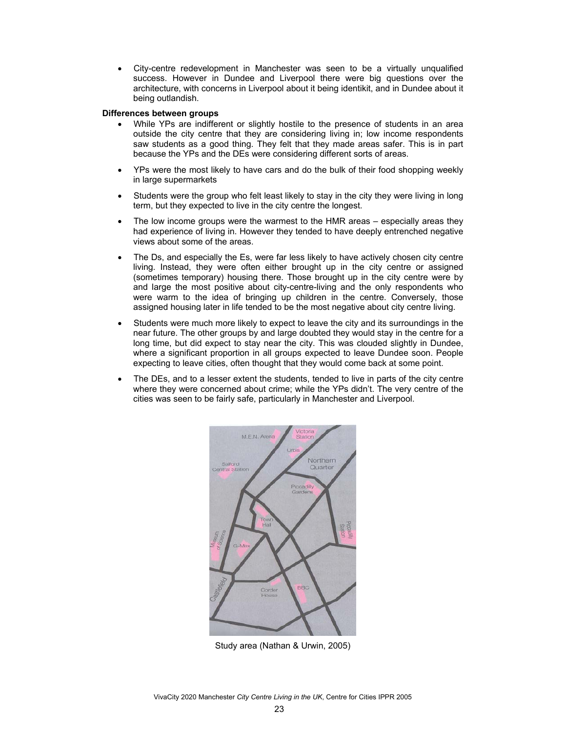- City-centre redevelopment in Manchester was seen to be a virtually unqualified success. However in Dundee and Liverpool there were big questions over the architecture, with concerns in Liverpool about it being identikit, and in Dundee about it being outlandish.

**Differences between groups**

- While YPs are indifferent or slightly hostile to the presence of students in an area outside the city centre that they are considering living in; low income respondents saw students as a good thing. They felt that they made areas safer. This is in part because the YPs and the DEs were considering different sorts of areas.
- YPs were the most likely to have cars and do the bulk of their food shopping weekly in large supermarkets
- Students were the group who felt least likely to stay in the city they were living in long term, but they expected to live in the city centre the longest.
- The low income groups were the warmest to the HMR areas – especially areas they had experience of living in. However they tended to have deeply entrenched negative views about some of the areas.
- The Ds, and especially the Es, were far less likely to have actively chosen city centre living. Instead, they were often either brought up in the city centre or assigned (sometimes temporary) housing there. Those brought up in the city centre were by and large the most positive about city-centre-living and the only respondents who were warm to the idea of bringing up children in the centre. Conversely, those assigned housing later in life tended to be the most negative about city centre living.
- Students were much more likely to expect to leave the city and its surroundings in the near future. The other groups by and large doubted they would stay in the centre for a long time, but did expect to stay near the city. This was clouded slightly in Dundee, where a significant proportion in all groups expected to leave Dundee soon. People expecting to leave cities, often thought that they would come back at some point.
- The DEs, and to a lesser extent the students, tended to live in parts of the city centre where they were concerned about crime; while the YPs didn't. The very centre of the cities was seen to be fairly safe, particularly in Manchester and Liverpool.

Study area (Nathan & Urwin, 2005)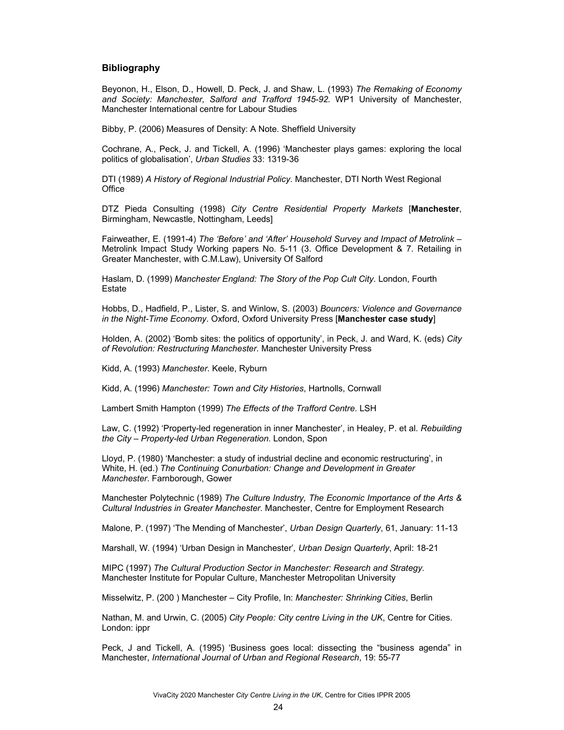### Bibliography

Beyonon, H., Elson, D., Howell, D. Peck, J. and Shaw, L. (1993) *The Remaking of Economy and Society: Manchester, Salford and Trafford 1945-92.* WP1 University of Manchester, Manchester International centre for Labour Studies

Bibby, P. (2006) Measures of Density: A Note. Sheffield University

Cochrane, A., Peck, J. and Tickell, A. (1996) 'Manchester plays games: exploring the local politics of globalisation', *Urban Studies* 33: 1319-36

DTI (1989) *A History of Regional Industrial Policy*. Manchester, DTI North West Regional Office

DTZ Pieda Consulting (1998) *City Centre Residential Property Markets* [**Manchester**, Birmingham, Newcastle, Nottingham, Leeds]

Fairweather, E. (1991-4) *The 'Before' and 'After' Household Survey and Impact of Metrolink* – Metrolink Impact Study Working papers No. 5-11 (3. Office Development & 7. Retailing in Greater Manchester, with C.M.Law), University Of Salford

Haslam, D. (1999) *Manchester England: The Story of the Pop Cult City*. London, Fourth Estate

Hobbs, D., Hadfield, P., Lister, S. and Winlow, S. (2003) *Bouncers: Violence and Governance in the Night-Time Economy*. Oxford, Oxford University Press [**Manchester case study**]

Holden, A. (2002) 'Bomb sites: the politics of opportunity', in Peck, J. and Ward, K. (eds) *City of Revolution: Restructuring Manchester*. Manchester University Press

Kidd, A. (1993) *Manchester*. Keele, Ryburn

Kidd, A. (1996) *Manchester: Town and City Histories*, Hartnolls, Cornwall

Lambert Smith Hampton (1999) *The Effects of the Trafford Centre*. LSH

Law, C. (1992) 'Property-led regeneration in inner Manchester', in Healey, P. et al. *Rebuilding the City – Property-led Urban Regeneration*. London, Spon

Lloyd, P. (1980) 'Manchester: a study of industrial decline and economic restructuring', in White, H. (ed.) *The Continuing Conurbation: Change and Development in Greater Manchester*. Farnborough, Gower

Manchester Polytechnic (1989) *The Culture Industry, The Economic Importance of the Arts & Cultural Industries in Greater Manchester*. Manchester, Centre for Employment Research

Malone, P. (1997) 'The Mending of Manchester', *Urban Design Quarterly*, 61, January: 11-13

Marshall, W. (1994) 'Urban Design in Manchester'*, Urban Design Quarterly*, April: 18-21

MIPC (1997) *The Cultural Production Sector in Manchester: Research and Strategy*. Manchester Institute for Popular Culture, Manchester Metropolitan University

Misselwitz, P. (200 ) Manchester – City Profile, In: *Manchester: Shrinking Cities*, Berlin

Nathan, M. and Urwin, C. (2005) *City People: City centre Living in the UK*, Centre for Cities. London: ippr

Peck, J and Tickell, A. (1995) 'Business goes local: dissecting the "business agenda" in Manchester, *International Journal of Urban and Regional Research*, 19: 55-77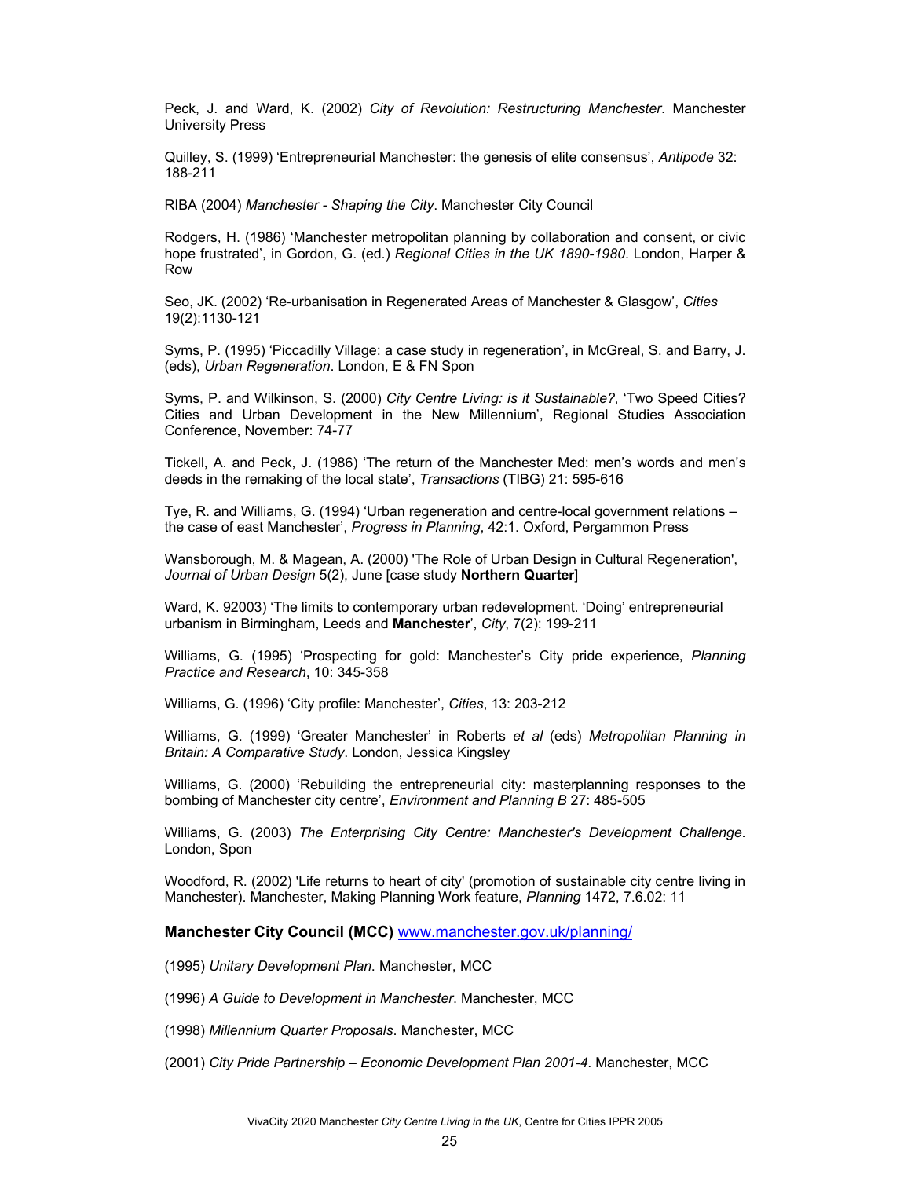Peck, J. and Ward, K. (2002) *City of Revolution: Restructuring Manchester*. Manchester University Press

Quilley, S. (1999) 'Entrepreneurial Manchester: the genesis of elite consensus', *Antipode* 32: 188-211

RIBA (2004) *Manchester - Shaping the City*. Manchester City Council

Rodgers, H. (1986) 'Manchester metropolitan planning by collaboration and consent, or civic hope frustrated', in Gordon, G. (ed.) *Regional Cities in the UK 1890-1980*. London, Harper & Row

Seo, JK. (2002) 'Re-urbanisation in Regenerated Areas of Manchester & Glasgow', *Cities* 19(2):1130-121

Syms, P. (1995) 'Piccadilly Village: a case study in regeneration', in McGreal, S. and Barry, J. (eds), *Urban Regeneration*. London, E & FN Spon

Syms, P. and Wilkinson, S. (2000) *City Centre Living: is it Sustainable?*, 'Two Speed Cities? Cities and Urban Development in the New Millennium', Regional Studies Association Conference, November: 74-77

Tickell, A. and Peck, J. (1986) 'The return of the Manchester Med: men's words and men's deeds in the remaking of the local state', *Transactions* (TIBG) 21: 595-616

Tye, R. and Williams, G. (1994) 'Urban regeneration and centre-local government relations – the case of east Manchester', *Progress in Planning*, 42:1. Oxford, Pergammon Press

Wansborough, M. & Magean, A. (2000) 'The Role of Urban Design in Cultural Regeneration', *Journal of Urban Design* 5(2), June [case study **Northern Quarter**]

Ward, K. 92003) 'The limits to contemporary urban redevelopment. 'Doing' entrepreneurial urbanism in Birmingham, Leeds and **Manchester**', *City*, 7(2): 199-211

Williams, G. (1995) 'Prospecting for gold: Manchester's City pride experience, *Planning Practice and Research*, 10: 345-358

Williams, G. (1996) 'City profile: Manchester', *Cities*, 13: 203-212

Williams, G. (1999) 'Greater Manchester' in Roberts *et al* (eds) *Metropolitan Planning in Britain: A Comparative Study*. London, Jessica Kingsley

Williams, G. (2000) 'Rebuilding the entrepreneurial city: masterplanning responses to the bombing of Manchester city centre', *Environment and Planning B* 27: 485-505

Williams, G. (2003) *The Enterprising City Centre: Manchester's Development Challenge*. London, Spon

Woodford, R. (2002) 'Life returns to heart of city' (promotion of sustainable city centre living in Manchester). Manchester, Making Planning Work feature, *Planning* 1472, 7.6.02: 11

**Manchester City Council (MCC)** www.manchester.gov.uk/planning/

(1995) *Unitary Development Plan*. Manchester, MCC

(1996) *A Guide to Development in Manchester*. Manchester, MCC

(1998) *Millennium Quarter Proposals*. Manchester, MCC

(2001) *City Pride Partnership – Economic Development Plan 2001-4*. Manchester, MCC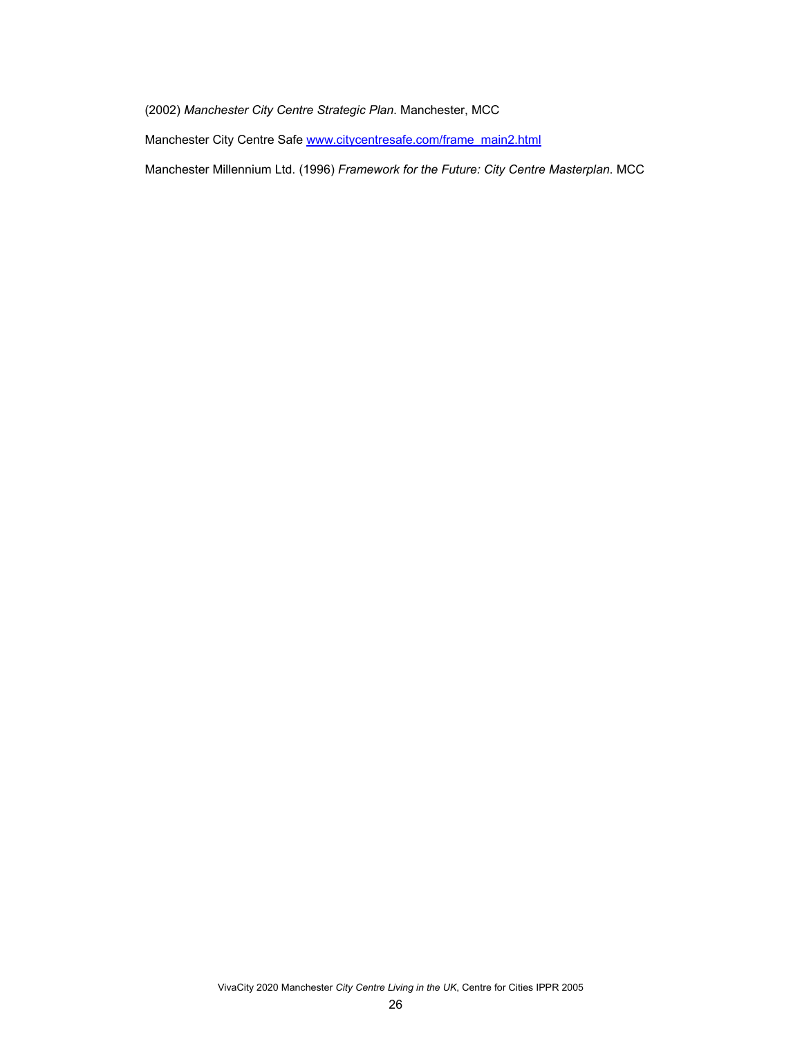(2002) *Manchester City Centre Strategic Plan*. Manchester, MCC

Manchester City Centre Safe www.citycentresafe.com/frame_main2.html

Manchester Millennium Ltd. (1996) *Framework for the Future: City Centre Masterplan*. MCC